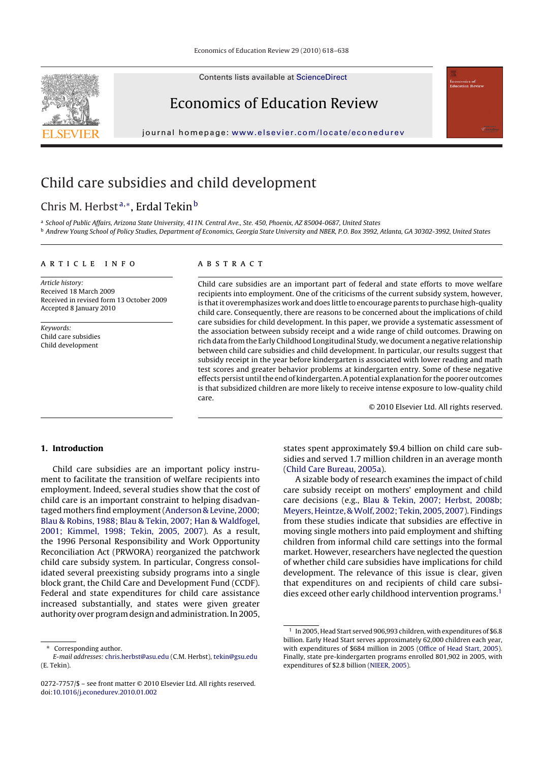# Child care subsidies and child development

Chris M. Herbst[a,*], Erdal Tekin[b]

[a] School of Public Affairs, Arizona State University, 411N. Central Ave., Ste. 450, Phoenix, AZ 85004-0687, United States

[b] Andrew Young School of Policy Studies, Department of Economics, Georgia State University and NBER, P.O. Box 3992, Atlanta, GA 30302-3992, United States

**ARTICLE INFO**

*Article history:*
Received 18 March 2009
Received in revised form 13 October 2009
Accepted 8 January 2010

*Keywords:*
Child care subsidies
Child development

**ABSTRACT**

Child care subsidies are an important part of federal and state efforts to move welfare recipients into employment. One of the criticisms of the current subsidy system, however, is that it overemphasizes work and does little to encourage parents to purchase high-quality child care. Consequently, there are reasons to be concerned about the implications of child care subsidies for child development. In this paper, we provide a systematic assessment of the association between subsidy receipt and a wide range of child outcomes. Drawing on rich data from the Early Childhood Longitudinal Study, we document a negative relationship between child care subsidies and child development. In particular, our results suggest that subsidy receipt in the year before kindergarten is associated with lower reading and math test scores and greater behavior problems at kindergarten entry. Some of these negative effects persist until the end of kindergarten. A potential explanation for the poorer outcomes is that subsidized children are more likely to receive intense exposure to low-quality child care.

© 2010 Elsevier Ltd. All rights reserved.

## 1. Introduction

Child care subsidies are an important policy instrument to facilitate the transition of welfare recipients into employment. Indeed, several studies show that the cost of child care is an important constraint to helping disadvantaged mothers find employment (Anderson & Levine, 2000; Blau & Robins, 1988; Blau & Tekin, 2007; Han & Waldfogel, 2001; Kimmel, 1998; Tekin, 2005, 2007). As a result, the 1996 Personal Responsibility and Work Opportunity Reconciliation Act (PRWORA) reorganized the patchwork child care subsidy system. In particular, Congress consolidated several preexisting subsidy programs into a single block grant, the Child Care and Development Fund (CCDF). Federal and state expenditures for child care assistance increased substantially, and states were given greater authority over program design and administration. In 2005, states spent approximately $9.4 billion on child care subsidies and served 1.7 million children in an average month (Child Care Bureau, 2005a).

A sizable body of research examines the impact of child care subsidy receipt on mothers' employment and child care decisions (e.g., Blau & Tekin, 2007; Herbst, 2008b; Meyers, Heintze, & Wolf, 2002; Tekin, 2005, 2007). Findings from these studies indicate that subsidies are effective in moving single mothers into paid employment and shifting children from informal child care settings into the formal market. However, researchers have neglected the question of whether child care subsidies have implications for child development. The relevance of this issue is clear, given that expenditures on and recipients of child care subsidies exceed other early childhood intervention programs.[1]

[1] In 2005, Head Start served 906,993 children, with expenditures of $6.8 billion. Early Head Start serves approximately 62,000 children each year, with expenditures of $684 million in 2005 (Office of Head Start, 2005). Finally, state pre-kindergarten programs enrolled 801,902 in 2005, with expenditures of $2.8 billion (NIEER, 2005).

\* Corresponding author.
*E-mail addresses:* chris.herbst@asu.edu (C.M. Herbst), tekin@gsu.edu (E. Tekin).

0272-7757/$ – see front matter © 2010 Elsevier Ltd. All rights reserved.
doi:10.1016/j.econedurev.2010.01.002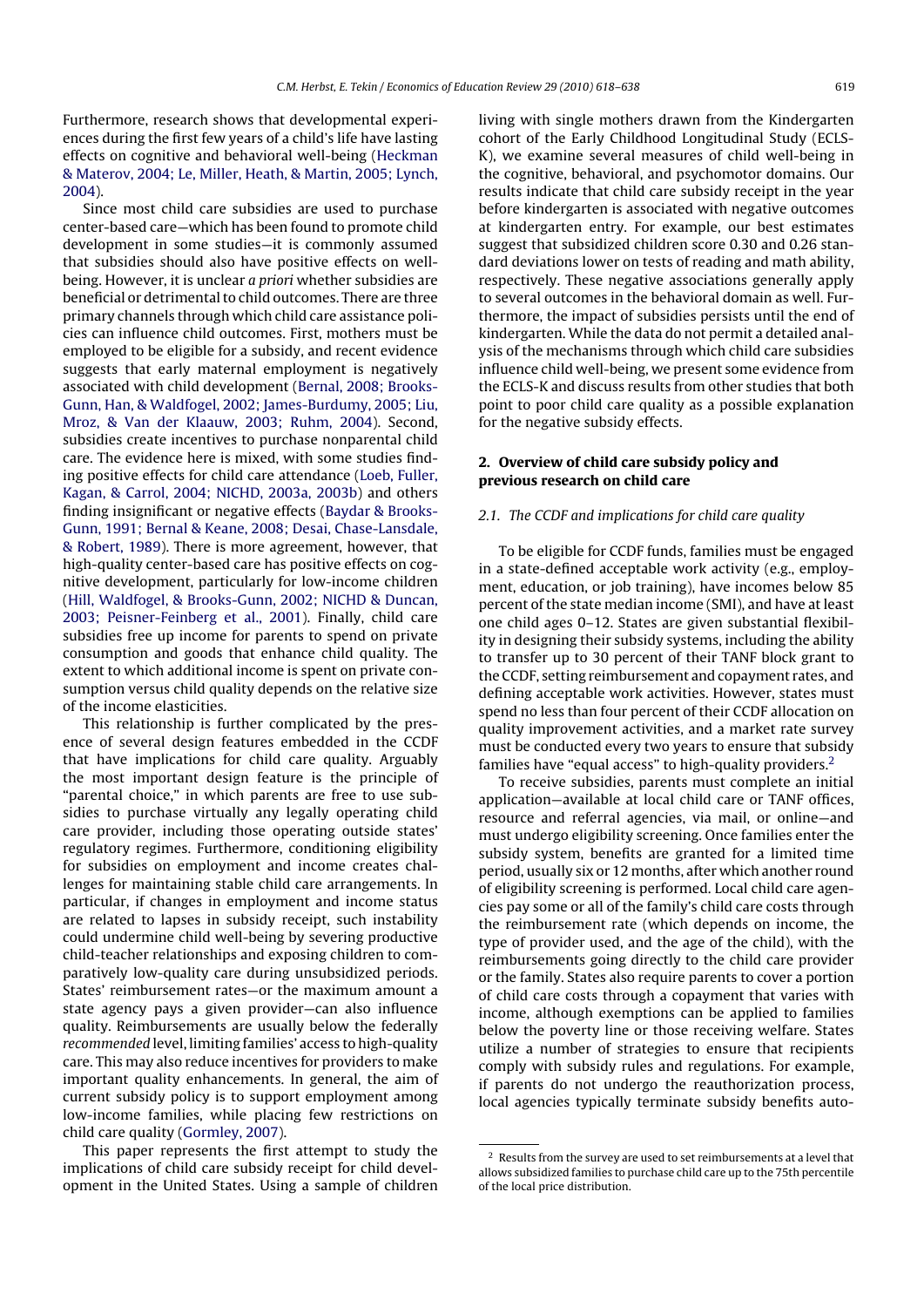Furthermore, research shows that developmental experiences during the first few years of a child's life have lasting effects on cognitive and behavioral well-being (Heckman & Materov, 2004; Le, Miller, Heath, & Martin, 2005; Lynch, 2004).

Since most child care subsidies are used to purchase center-based care—which has been found to promote child development in some studies—it is commonly assumed that subsidies should also have positive effects on well-being. However, it is unclear *a priori* whether subsidies are beneficial or detrimental to child outcomes. There are three primary channels through which child care assistance policies can influence child outcomes. First, mothers must be employed to be eligible for a subsidy, and recent evidence suggests that early maternal employment is negatively associated with child development (Bernal, 2008; Brooks-Gunn, Han, & Waldfogel, 2002; James-Burdumy, 2005; Liu, Mroz, & Van der Klaauw, 2003; Ruhm, 2004). Second, subsidies create incentives to purchase nonparental child care. The evidence here is mixed, with some studies finding positive effects for child care attendance (Loeb, Fuller, Kagan, & Carrol, 2004; NICHD, 2003a, 2003b) and others finding insignificant or negative effects (Baydar & Brooks-Gunn, 1991; Bernal & Keane, 2008; Desai, Chase-Lansdale, & Robert, 1989). There is more agreement, however, that high-quality center-based care has positive effects on cognitive development, particularly for low-income children (Hill, Waldfogel, & Brooks-Gunn, 2002; NICHD & Duncan, 2003; Peisner-Feinberg et al., 2001). Finally, child care subsidies free up income for parents to spend on private consumption and goods that enhance child quality. The extent to which additional income is spent on private consumption versus child quality depends on the relative size of the income elasticities.

This relationship is further complicated by the presence of several design features embedded in the CCDF that have implications for child care quality. Arguably the most important design feature is the principle of "parental choice," in which parents are free to use subsidies to purchase virtually any legally operating child care provider, including those operating outside states' regulatory regimes. Furthermore, conditioning eligibility for subsidies on employment and income creates challenges for maintaining stable child care arrangements. In particular, if changes in employment and income status are related to lapses in subsidy receipt, such instability could undermine child well-being by severing productive child-teacher relationships and exposing children to comparatively low-quality care during unsubsidized periods. States' reimbursement rates—or the maximum amount a state agency pays a given provider—can also influence quality. Reimbursements are usually below the federally *recommended* level, limiting families' access to high-quality care. This may also reduce incentives for providers to make important quality enhancements. In general, the aim of current subsidy policy is to support employment among low-income families, while placing few restrictions on child care quality (Gormley, 2007).

This paper represents the first attempt to study the implications of child care subsidy receipt for child development in the United States. Using a sample of children living with single mothers drawn from the Kindergarten cohort of the Early Childhood Longitudinal Study (ECLS-K), we examine several measures of child well-being in the cognitive, behavioral, and psychomotor domains. Our results indicate that child care subsidy receipt in the year before kindergarten is associated with negative outcomes at kindergarten entry. For example, our best estimates suggest that subsidized children score 0.30 and 0.26 standard deviations lower on tests of reading and math ability, respectively. These negative associations generally apply to several outcomes in the behavioral domain as well. Furthermore, the impact of subsidies persists until the end of kindergarten. While the data do not permit a detailed analysis of the mechanisms through which child care subsidies influence child well-being, we present some evidence from the ECLS-K and discuss results from other studies that both point to poor child care quality as a possible explanation for the negative subsidy effects.

## 2. Overview of child care subsidy policy and previous research on child care

### 2.1. The CCDF and implications for child care quality

To be eligible for CCDF funds, families must be engaged in a state-defined acceptable work activity (e.g., employment, education, or job training), have incomes below 85 percent of the state median income (SMI), and have at least one child ages 0–12. States are given substantial flexibility in designing their subsidy systems, including the ability to transfer up to 30 percent of their TANF block grant to the CCDF, setting reimbursement and copayment rates, and defining acceptable work activities. However, states must spend no less than four percent of their CCDF allocation on quality improvement activities, and a market rate survey must be conducted every two years to ensure that subsidy families have "equal access" to high-quality providers.[2]

To receive subsidies, parents must complete an initial application—available at local child care or TANF offices, resource and referral agencies, via mail, or online—and must undergo eligibility screening. Once families enter the subsidy system, benefits are granted for a limited time period, usually six or 12 months, after which another round of eligibility screening is performed. Local child care agencies pay some or all of the family's child care costs through the reimbursement rate (which depends on income, the type of provider used, and the age of the child), with the reimbursements going directly to the child care provider or the family. States also require parents to cover a portion of child care costs through a copayment that varies with income, although exemptions can be applied to families below the poverty line or those receiving welfare. States utilize a number of strategies to ensure that recipients comply with subsidy rules and regulations. For example, if parents do not undergo the reauthorization process, local agencies typically terminate subsidy benefits auto-

[2] Results from the survey are used to set reimbursements at a level that allows subsidized families to purchase child care up to the 75th percentile of the local price distribution.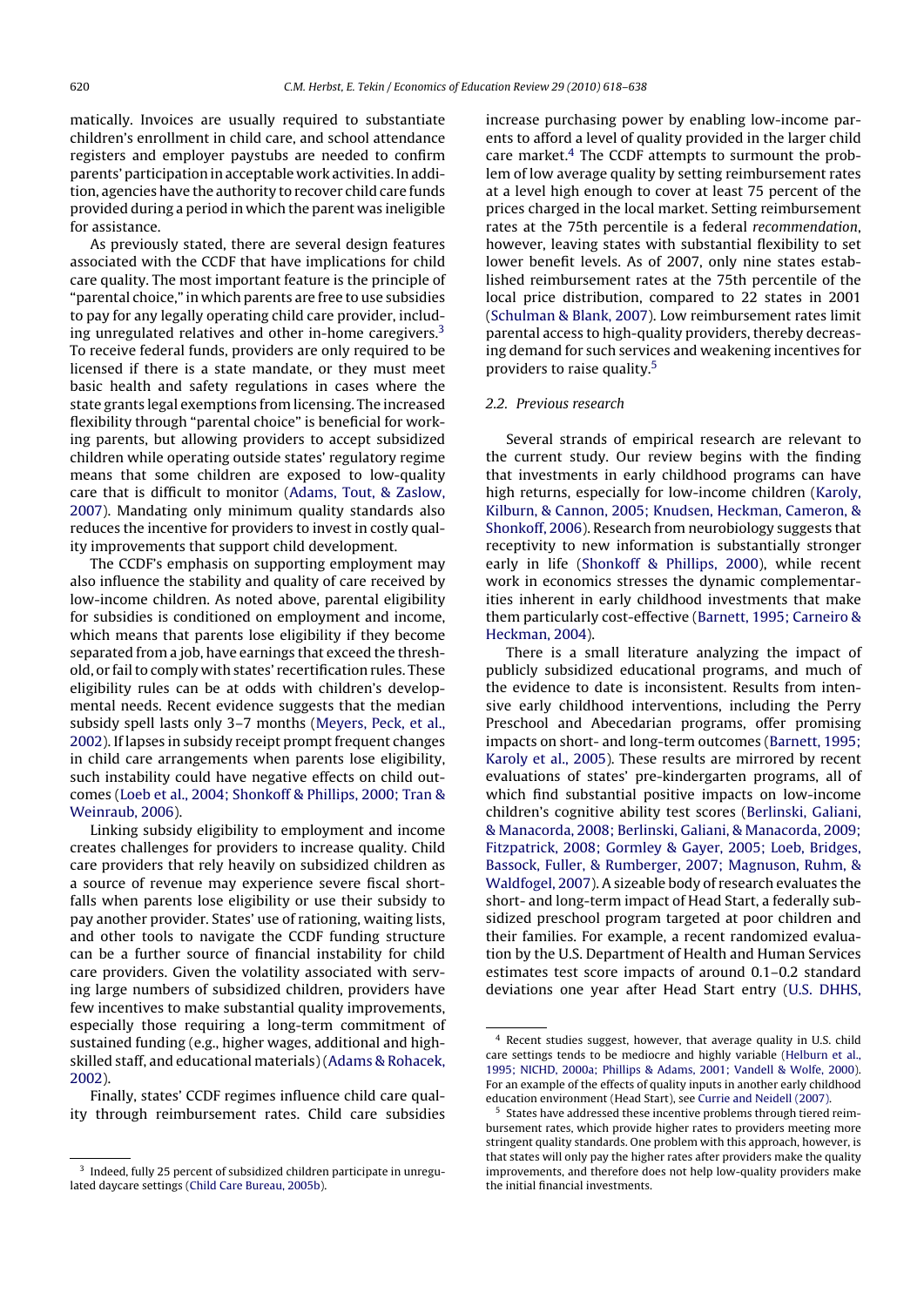matically. Invoices are usually required to substantiate children's enrollment in child care, and school attendance registers and employer paystubs are needed to confirm parents' participation in acceptable work activities. In addition, agencies have the authority to recover child care funds provided during a period in which the parent was ineligible for assistance.

As previously stated, there are several design features associated with the CCDF that have implications for child care quality. The most important feature is the principle of "parental choice," in which parents are free to use subsidies to pay for any legally operating child care provider, including unregulated relatives and other in-home caregivers.[3] To receive federal funds, providers are only required to be licensed if there is a state mandate, or they must meet basic health and safety regulations in cases where the state grants legal exemptions from licensing. The increased flexibility through "parental choice" is beneficial for working parents, but allowing providers to accept subsidized children while operating outside states' regulatory regime means that some children are exposed to low-quality care that is difficult to monitor (Adams, Tout, & Zaslow, 2007). Mandating only minimum quality standards also reduces the incentive for providers to invest in costly quality improvements that support child development.

The CCDF's emphasis on supporting employment may also influence the stability and quality of care received by low-income children. As noted above, parental eligibility for subsidies is conditioned on employment and income, which means that parents lose eligibility if they become separated from a job, have earnings that exceed the threshold, or fail to comply with states' recertification rules. These eligibility rules can be at odds with children's developmental needs. Recent evidence suggests that the median subsidy spell lasts only 3–7 months (Meyers, Peck, et al., 2002). If lapses in subsidy receipt prompt frequent changes in child care arrangements when parents lose eligibility, such instability could have negative effects on child outcomes (Loeb et al., 2004; Shonkoff & Phillips, 2000; Tran & Weinraub, 2006).

Linking subsidy eligibility to employment and income creates challenges for providers to increase quality. Child care providers that rely heavily on subsidized children as a source of revenue may experience severe fiscal shortfalls when parents lose eligibility or use their subsidy to pay another provider. States' use of rationing, waiting lists, and other tools to navigate the CCDF funding structure can be a further source of financial instability for child care providers. Given the volatility associated with serving large numbers of subsidized children, providers have few incentives to make substantial quality improvements, especially those requiring a long-term commitment of sustained funding (e.g., higher wages, additional and high-skilled staff, and educational materials) (Adams & Rohacek, 2002).

Finally, states' CCDF regimes influence child care quality through reimbursement rates. Child care subsidies increase purchasing power by enabling low-income parents to afford a level of quality provided in the larger child care market.[4] The CCDF attempts to surmount the problem of low average quality by setting reimbursement rates at a level high enough to cover at least 75 percent of the prices charged in the local market. Setting reimbursement rates at the 75th percentile is a federal *recommendation*, however, leaving states with substantial flexibility to set lower benefit levels. As of 2007, only nine states established reimbursement rates at the 75th percentile of the local price distribution, compared to 22 states in 2001 (Schulman & Blank, 2007). Low reimbursement rates limit parental access to high-quality providers, thereby decreasing demand for such services and weakening incentives for providers to raise quality.[5]

### 2.2. Previous research

Several strands of empirical research are relevant to the current study. Our review begins with the finding that investments in early childhood programs can have high returns, especially for low-income children (Karoly, Kilburn, & Cannon, 2005; Knudsen, Heckman, Cameron, & Shonkoff, 2006). Research from neurobiology suggests that receptivity to new information is substantially stronger early in life (Shonkoff & Phillips, 2000), while recent work in economics stresses the dynamic complementarities inherent in early childhood investments that make them particularly cost-effective (Barnett, 1995; Carneiro & Heckman, 2004).

There is a small literature analyzing the impact of publicly subsidized educational programs, and much of the evidence to date is inconsistent. Results from intensive early childhood interventions, including the Perry Preschool and Abecedarian programs, offer promising impacts on short- and long-term outcomes (Barnett, 1995; Karoly et al., 2005). These results are mirrored by recent evaluations of states' pre-kindergarten programs, all of which find substantial positive impacts on low-income children's cognitive ability test scores (Berlinski, Galiani, & Manacorda, 2008; Berlinski, Galiani, & Manacorda, 2009; Fitzpatrick, 2008; Gormley & Gayer, 2005; Loeb, Bridges, Bassock, Fuller, & Rumberger, 2007; Magnuson, Ruhm, & Waldfogel, 2007). A sizeable body of research evaluates the short- and long-term impact of Head Start, a federally subsidized preschool program targeted at poor children and their families. For example, a recent randomized evaluation by the U.S. Department of Health and Human Services estimates test score impacts of around 0.1–0.2 standard deviations one year after Head Start entry (U.S. DHHS,

---

[3] Indeed, fully 25 percent of subsidized children participate in unregulated daycare settings (Child Care Bureau, 2005b).

[4] Recent studies suggest, however, that average quality in U.S. child care settings tends to be mediocre and highly variable (Helburn et al., 1995; NICHD, 2000a; Phillips & Adams, 2001; Vandell & Wolfe, 2000). For an example of the effects of quality inputs in another early childhood education environment (Head Start), see Currie and Neidell (2007).

[5] States have addressed these incentive problems through tiered reimbursement rates, which provide higher rates to providers meeting more stringent quality standards. One problem with this approach, however, is that states will only pay the higher rates after providers make the quality improvements, and therefore does not help low-quality providers make the initial financial investments.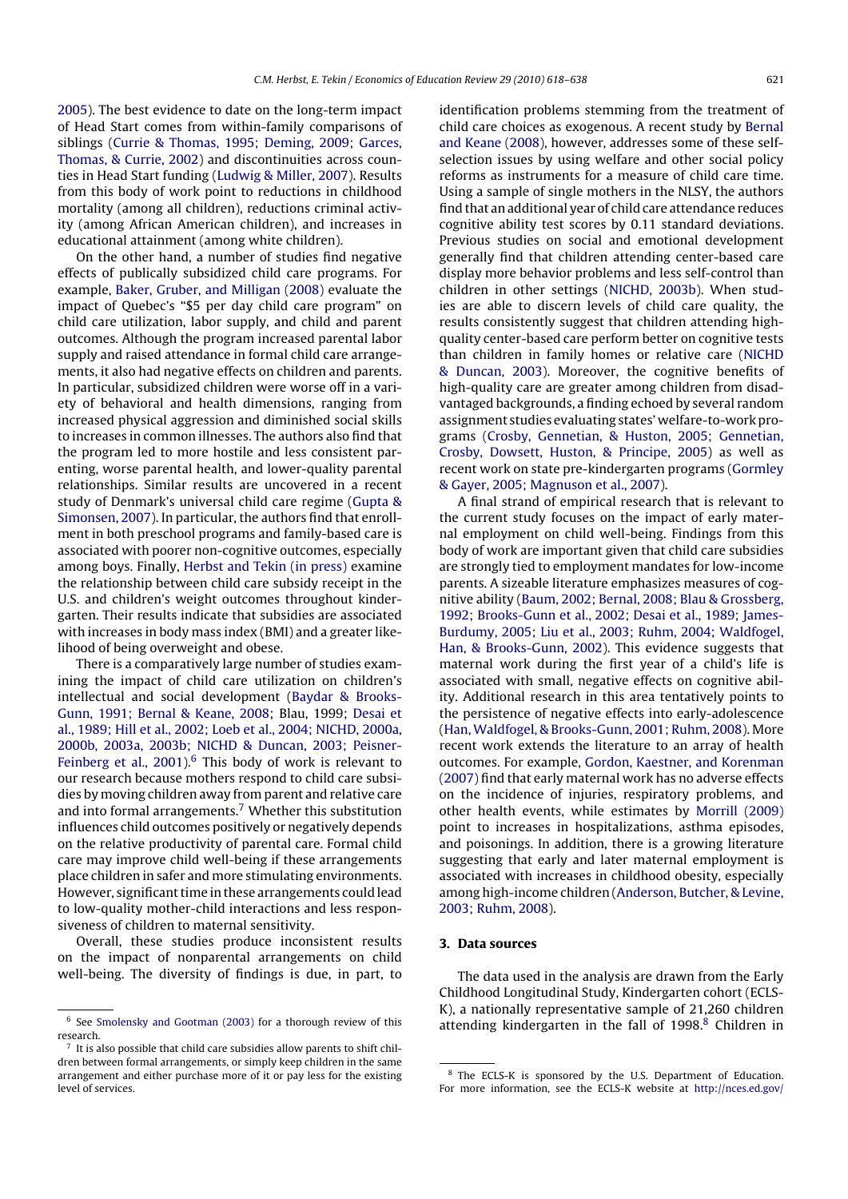2005). The best evidence to date on the long-term impact of Head Start comes from within-family comparisons of siblings (Currie & Thomas, 1995; Deming, 2009; Garces, Thomas, & Currie, 2002) and discontinuities across counties in Head Start funding (Ludwig & Miller, 2007). Results from this body of work point to reductions in childhood mortality (among all children), reductions criminal activity (among African American children), and increases in educational attainment (among white children).

On the other hand, a number of studies find negative effects of publically subsidized child care programs. For example, Baker, Gruber, and Milligan (2008) evaluate the impact of Quebec's "$5 per day child care program" on child care utilization, labor supply, and child and parent outcomes. Although the program increased parental labor supply and raised attendance in formal child care arrangements, it also had negative effects on children and parents. In particular, subsidized children were worse off in a variety of behavioral and health dimensions, ranging from increased physical aggression and diminished social skills to increases in common illnesses. The authors also find that the program led to more hostile and less consistent parenting, worse parental health, and lower-quality parental relationships. Similar results are uncovered in a recent study of Denmark's universal child care regime (Gupta & Simonsen, 2007). In particular, the authors find that enrollment in both preschool programs and family-based care is associated with poorer non-cognitive outcomes, especially among boys. Finally, Herbst and Tekin (in press) examine the relationship between child care subsidy receipt in the U.S. and children's weight outcomes throughout kindergarten. Their results indicate that subsidies are associated with increases in body mass index (BMI) and a greater likelihood of being overweight and obese.

There is a comparatively large number of studies examining the impact of child care utilization on children's intellectual and social development (Baydar & Brooks-Gunn, 1991; Bernal & Keane, 2008; Blau, 1999; Desai et al., 1989; Hill et al., 2002; Loeb et al., 2004; NICHD, 2000a, 2000b, 2003a, 2003b; NICHD & Duncan, 2003; Peisner-Feinberg et al., 2001).[6] This body of work is relevant to our research because mothers respond to child care subsidies by moving children away from parent and relative care and into formal arrangements.[7] Whether this substitution influences child outcomes positively or negatively depends on the relative productivity of parental care. Formal child care may improve child well-being if these arrangements place children in safer and more stimulating environments. However, significant time in these arrangements could lead to low-quality mother-child interactions and less responsiveness of children to maternal sensitivity.

Overall, these studies produce inconsistent results on the impact of nonparental arrangements on child well-being. The diversity of findings is due, in part, to identification problems stemming from the treatment of child care choices as exogenous. A recent study by Bernal and Keane (2008), however, addresses some of these self-selection issues by using welfare and other social policy reforms as instruments for a measure of child care time. Using a sample of single mothers in the NLSY, the authors find that an additional year of child care attendance reduces cognitive ability test scores by 0.11 standard deviations. Previous studies on social and emotional development generally find that children attending center-based care display more behavior problems and less self-control than children in other settings (NICHD, 2003b). When studies are able to discern levels of child care quality, the results consistently suggest that children attending high-quality center-based care perform better on cognitive tests than children in family homes or relative care (NICHD & Duncan, 2003). Moreover, the cognitive benefits of high-quality care are greater among children from disadvantaged backgrounds, a finding echoed by several random assignment studies evaluating states' welfare-to-work programs (Crosby, Gennetian, & Huston, 2005; Gennetian, Crosby, Dowsett, Huston, & Principe, 2005) as well as recent work on state pre-kindergarten programs (Gormley & Gayer, 2005; Magnuson et al., 2007).

A final strand of empirical research that is relevant to the current study focuses on the impact of early maternal employment on child well-being. Findings from this body of work are important given that child care subsidies are strongly tied to employment mandates for low-income parents. A sizeable literature emphasizes measures of cognitive ability (Baum, 2002; Bernal, 2008; Blau & Grossberg, 1992; Brooks-Gunn et al., 2002; Desai et al., 1989; James-Burdumy, 2005; Liu et al., 2003; Ruhm, 2004; Waldfogel, Han, & Brooks-Gunn, 2002). This evidence suggests that maternal work during the first year of a child's life is associated with small, negative effects on cognitive ability. Additional research in this area tentatively points to the persistence of negative effects into early-adolescence (Han, Waldfogel, & Brooks-Gunn, 2001; Ruhm, 2008). More recent work extends the literature to an array of health outcomes. For example, Gordon, Kaestner, and Korenman (2007) find that early maternal work has no adverse effects on the incidence of injuries, respiratory problems, and other health events, while estimates by Morrill (2009) point to increases in hospitalizations, asthma episodes, and poisonings. In addition, there is a growing literature suggesting that early and later maternal employment is associated with increases in childhood obesity, especially among high-income children (Anderson, Butcher, & Levine, 2003; Ruhm, 2008).

## 3. Data sources

The data used in the analysis are drawn from the Early Childhood Longitudinal Study, Kindergarten cohort (ECLS-K), a nationally representative sample of 21,260 children attending kindergarten in the fall of 1998.[8] Children in

[6] See Smolensky and Gootman (2003) for a thorough review of this research.

[7] It is also possible that child care subsidies allow parents to shift children between formal arrangements, or simply keep children in the same arrangement and either purchase more of it or pay less for the existing level of services.

[8] The ECLS-K is sponsored by the U.S. Department of Education. For more information, see the ECLS-K website at http://nces.ed.gov/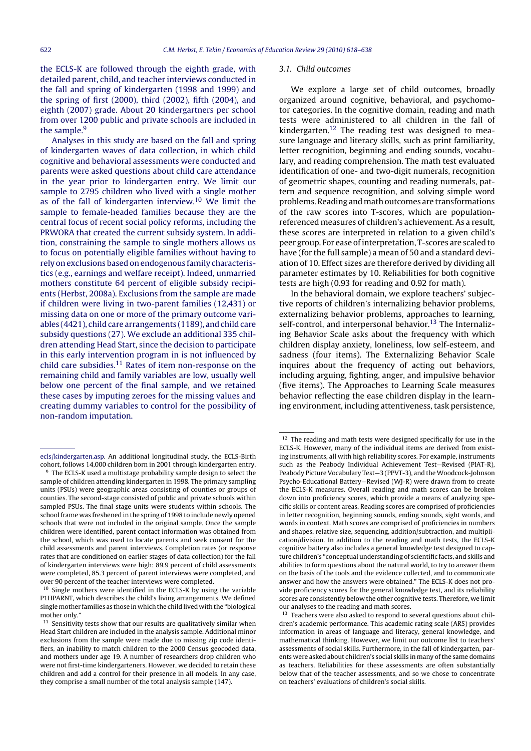the ECLS-K are followed through the eighth grade, with detailed parent, child, and teacher interviews conducted in the fall and spring of kindergarten (1998 and 1999) and the spring of first (2000), third (2002), fifth (2004), and eighth (2007) grade. About 20 kindergartners per school from over 1200 public and private schools are included in the sample.[9]

Analyses in this study are based on the fall and spring of kindergarten waves of data collection, in which child cognitive and behavioral assessments were conducted and parents were asked questions about child care attendance in the year prior to kindergarten entry. We limit our sample to 2795 children who lived with a single mother as of the fall of kindergarten interview.[10] We limit the sample to female-headed families because they are the central focus of recent social policy reforms, including the PRWORA that created the current subsidy system. In addition, constraining the sample to single mothers allows us to focus on potentially eligible families without having to rely on exclusions based on endogenous family characteristics (e.g., earnings and welfare receipt). Indeed, unmarried mothers constitute 64 percent of eligible subsidy recipients (Herbst, 2008a). Exclusions from the sample are made if children were living in two-parent families (12,431) or missing data on one or more of the primary outcome variables (4421), child care arrangements (1189), and child care subsidy questions (27). We exclude an additional 335 children attending Head Start, since the decision to participate in this early intervention program in is not influenced by child care subsidies.[11] Rates of item non-response on the remaining child and family variables are low, usually well below one percent of the final sample, and we retained these cases by imputing zeroes for the missing values and creating dummy variables to control for the possibility of non-random imputation.

### 3.1. Child outcomes

We explore a large set of child outcomes, broadly organized around cognitive, behavioral, and psychomotor categories. In the cognitive domain, reading and math tests were administered to all children in the fall of kindergarten.[12] The reading test was designed to measure language and literacy skills, such as print familiarity, letter recognition, beginning and ending sounds, vocabulary, and reading comprehension. The math test evaluated identification of one- and two-digit numerals, recognition of geometric shapes, counting and reading numerals, pattern and sequence recognition, and solving simple word problems. Reading and math outcomes are transformations of the raw scores into T-scores, which are population-referenced measures of children's achievement. As a result, these scores are interpreted in relation to a given child's peer group. For ease of interpretation, T-scores are scaled to have (for the full sample) a mean of 50 and a standard deviation of 10. Effect sizes are therefore derived by dividing all parameter estimates by 10. Reliabilities for both cognitive tests are high (0.93 for reading and 0.92 for math).

In the behavioral domain, we explore teachers' subjective reports of children's internalizing behavior problems, externalizing behavior problems, approaches to learning, self-control, and interpersonal behavior.[13] The Internalizing Behavior Scale asks about the frequency with which children display anxiety, loneliness, low self-esteem, and sadness (four items). The Externalizing Behavior Scale inquires about the frequency of acting out behaviors, including arguing, fighting, anger, and impulsive behavior (five items). The Approaches to Learning Scale measures behavior reflecting the ease children display in the learning environment, including attentiveness, task persistence,

---

ecls/kindergarten.asp. An additional longitudinal study, the ECLS-Birth cohort, follows 14,000 children born in 2001 through kindergarten entry.

[9] The ECLS-K used a multistage probability sample design to select the sample of children attending kindergarten in 1998. The primary sampling units (PSUs) were geographic areas consisting of counties or groups of counties. The second-stage consisted of public and private schools within sampled PSUs. The final stage units were students within schools. The school frame was freshened in the spring of 1998 to include newly opened schools that were not included in the original sample. Once the sample children were identified, parent contact information was obtained from the school, which was used to locate parents and seek consent for the child assessments and parent interviews. Completion rates (or response rates that are conditioned on earlier stages of data collection) for the fall of kindergarten interviews were high: 89.9 percent of child assessments were completed, 85.3 percent of parent interviews were completed, and over 90 percent of the teacher interviews were completed.

[10] Single mothers were identified in the ECLS-K by using the variable P1HPARNT, which describes the child's living arrangements. We defined single mother families as those in which the child lived with the "biological mother only."

[11] Sensitivity tests show that our results are qualitatively similar when Head Start children are included in the analysis sample. Additional minor exclusions from the sample were made due to missing zip code identifiers, an inability to match children to the 2000 Census geocoded data, and mothers under age 19. A number of researchers drop children who were not first-time kindergarteners. However, we decided to retain these children and add a control for their presence in all models. In any case, they comprise a small number of the total analysis sample (147).

[12] The reading and math tests were designed specifically for use in the ECLS-K. However, many of the individual items are derived from existing instruments, all with high reliability scores. For example, instruments such as the Peabody Individual Achievement Test—Revised (PIAT-R), Peabody Picture Vocabulary Test—3 (PPVT-3), and the Woodcock-Johnson Psycho-Educational Battery—Revised (WJ-R) were drawn from to create the ECLS-K measures. Overall reading and math scores can be broken down into proficiency scores, which provide a means of analyzing specific skills or content areas. Reading scores are comprised of proficiencies in letter recognition, beginning sounds, ending sounds, sight words, and words in context. Math scores are comprised of proficiencies in numbers and shapes, relative size, sequencing, addition/subtraction, and multiplication/division. In addition to the reading and math tests, the ECLS-K cognitive battery also includes a general knowledge test designed to capture children's "conceptual understanding of scientific facts, and skills and abilities to form questions about the natural world, to try to answer them on the basis of the tools and the evidence collected, and to communicate answer and how the answers were obtained." The ECLS-K does not provide proficiency scores for the general knowledge test, and its reliability scores are consistently below the other cognitive tests. Therefore, we limit our analyses to the reading and math scores.

[13] Teachers were also asked to respond to several questions about children's academic performance. This academic rating scale (ARS) provides information in areas of language and literacy, general knowledge, and mathematical thinking. However, we limit our outcome list to teachers' assessments of social skills. Furthermore, in the fall of kindergarten, parents were asked about children's social skills in many of the same domains as teachers. Reliabilities for these assessments are often substantially below that of the teacher assessments, and so we chose to concentrate on teachers' evaluations of children's social skills.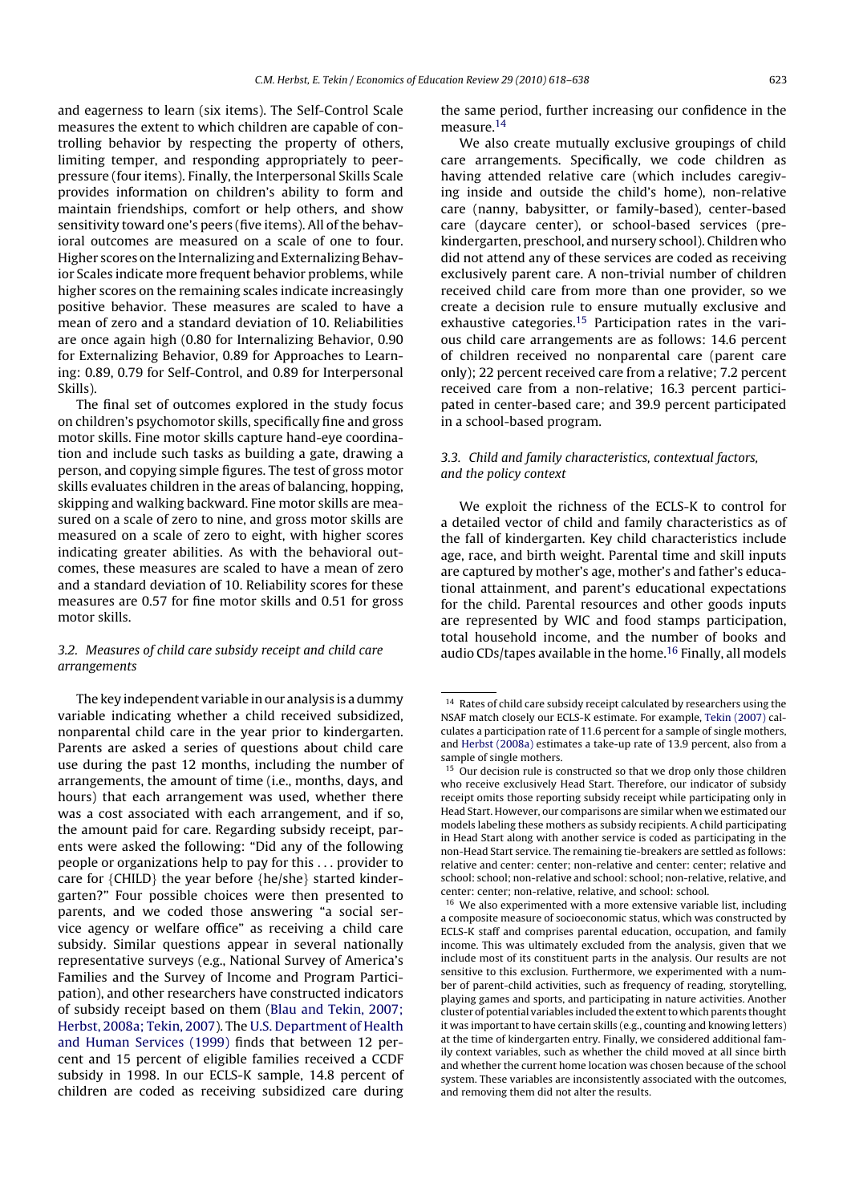and eagerness to learn (six items). The Self-Control Scale measures the extent to which children are capable of controlling behavior by respecting the property of others, limiting temper, and responding appropriately to peer-pressure (four items). Finally, the Interpersonal Skills Scale provides information on children's ability to form and maintain friendships, comfort or help others, and show sensitivity toward one's peers (five items). All of the behavioral outcomes are measured on a scale of one to four. Higher scores on the Internalizing and Externalizing Behavior Scales indicate more frequent behavior problems, while higher scores on the remaining scales indicate increasingly positive behavior. These measures are scaled to have a mean of zero and a standard deviation of 10. Reliabilities are once again high (0.80 for Internalizing Behavior, 0.90 for Externalizing Behavior, 0.89 for Approaches to Learning: 0.89, 0.79 for Self-Control, and 0.89 for Interpersonal Skills).

The final set of outcomes explored in the study focus on children's psychomotor skills, specifically fine and gross motor skills. Fine motor skills capture hand-eye coordination and include such tasks as building a gate, drawing a person, and copying simple figures. The test of gross motor skills evaluates children in the areas of balancing, hopping, skipping and walking backward. Fine motor skills are measured on a scale of zero to nine, and gross motor skills are measured on a scale of zero to eight, with higher scores indicating greater abilities. As with the behavioral outcomes, these measures are scaled to have a mean of zero and a standard deviation of 10. Reliability scores for these measures are 0.57 for fine motor skills and 0.51 for gross motor skills.

### 3.2. Measures of child care subsidy receipt and child care arrangements

The key independent variable in our analysis is a dummy variable indicating whether a child received subsidized, nonparental child care in the year prior to kindergarten. Parents are asked a series of questions about child care use during the past 12 months, including the number of arrangements, the amount of time (i.e., months, days, and hours) that each arrangement was used, whether there was a cost associated with each arrangement, and if so, the amount paid for care. Regarding subsidy receipt, parents were asked the following: "Did any of the following people or organizations help to pay for this ... provider to care for {CHILD} the year before {he/she} started kindergarten?" Four possible choices were then presented to parents, and we coded those answering "a social service agency or welfare office" as receiving a child care subsidy. Similar questions appear in several nationally representative surveys (e.g., National Survey of America's Families and the Survey of Income and Program Participation), and other researchers have constructed indicators of subsidy receipt based on them (Blau and Tekin, 2007; Herbst, 2008a; Tekin, 2007). The U.S. Department of Health and Human Services (1999) finds that between 12 percent and 15 percent of eligible families received a CCDF subsidy in 1998. In our ECLS-K sample, 14.8 percent of children are coded as receiving subsidized care during the same period, further increasing our confidence in the measure.[14]

We also create mutually exclusive groupings of child care arrangements. Specifically, we code children as having attended relative care (which includes caregiving inside and outside the child's home), non-relative care (nanny, babysitter, or family-based), center-based care (daycare center), or school-based services (prekindergarten, preschool, and nursery school). Children who did not attend any of these services are coded as receiving exclusively parent care. A non-trivial number of children received child care from more than one provider, so we create a decision rule to ensure mutually exclusive and exhaustive categories.[15] Participation rates in the various child care arrangements are as follows: 14.6 percent of children received no nonparental care (parent care only); 22 percent received care from a relative; 7.2 percent received care from a non-relative; 16.3 percent participated in center-based care; and 39.9 percent participated in a school-based program.

### 3.3. Child and family characteristics, contextual factors, and the policy context

We exploit the richness of the ECLS-K to control for a detailed vector of child and family characteristics as of the fall of kindergarten. Key child characteristics include age, race, and birth weight. Parental time and skill inputs are captured by mother's age, mother's and father's educational attainment, and parent's educational expectations for the child. Parental resources and other goods inputs are represented by WIC and food stamps participation, total household income, and the number of books and audio CDs/tapes available in the home.[16] Finally, all models

---

[14] Rates of child care subsidy receipt calculated by researchers using the NSAF match closely our ECLS-K estimate. For example, Tekin (2007) calculates a participation rate of 11.6 percent for a sample of single mothers, and Herbst (2008a) estimates a take-up rate of 13.9 percent, also from a sample of single mothers.

[15] Our decision rule is constructed so that we drop only those children who receive exclusively Head Start. Therefore, our indicator of subsidy receipt omits those reporting subsidy receipt while participating only in Head Start. However, our comparisons are similar when we estimated our models labeling these mothers as subsidy recipients. A child participating in Head Start along with another service is coded as participating in the non-Head Start service. The remaining tie-breakers are settled as follows: relative and center: center; non-relative and center: center; relative and school: school; non-relative and school: school; non-relative, relative, and center: center; non-relative, relative, and school: school.

[16] We also experimented with a more extensive variable list, including a composite measure of socioeconomic status, which was constructed by ECLS-K staff and comprises parental education, occupation, and family income. This was ultimately excluded from the analysis, given that we include most of its constituent parts in the analysis. Our results are not sensitive to this exclusion. Furthermore, we experimented with a number of parent-child activities, such as frequency of reading, storytelling, playing games and sports, and participating in nature activities. Another cluster of potential variables included the extent to which parents thought it was important to have certain skills (e.g., counting and knowing letters) at the time of kindergarten entry. Finally, we considered additional family context variables, such as whether the child moved at all since birth and whether the current home location was chosen because of the school system. These variables are inconsistently associated with the outcomes, and removing them did not alter the results.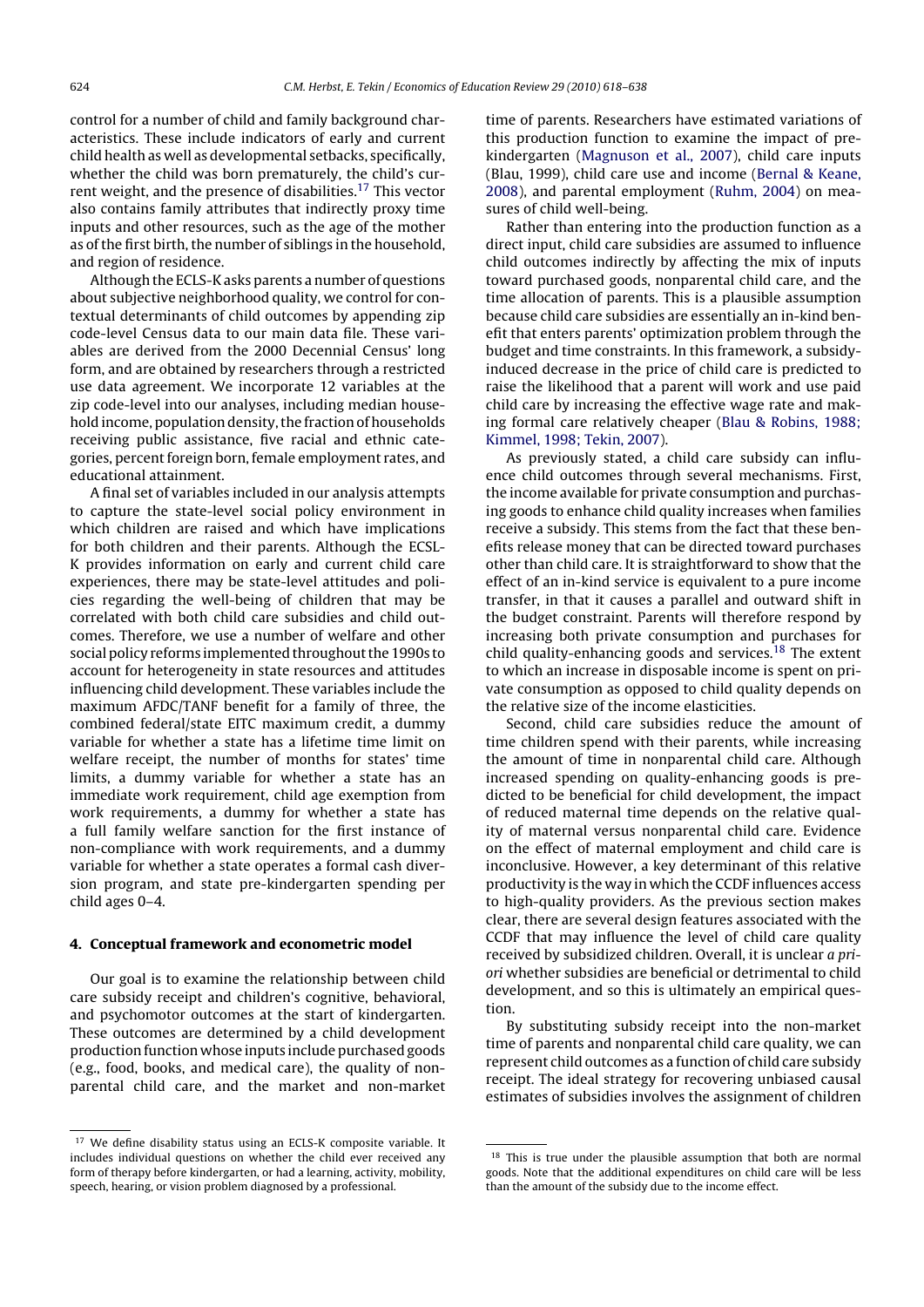control for a number of child and family background characteristics. These include indicators of early and current child health as well as developmental setbacks, specifically, whether the child was born prematurely, the child's current weight, and the presence of disabilities.[17] This vector also contains family attributes that indirectly proxy time inputs and other resources, such as the age of the mother as of the first birth, the number of siblings in the household, and region of residence.

Although the ECLS-K asks parents a number of questions about subjective neighborhood quality, we control for contextual determinants of child outcomes by appending zip code-level Census data to our main data file. These variables are derived from the 2000 Decennial Census' long form, and are obtained by researchers through a restricted use data agreement. We incorporate 12 variables at the zip code-level into our analyses, including median household income, population density, the fraction of households receiving public assistance, five racial and ethnic categories, percent foreign born, female employment rates, and educational attainment.

A final set of variables included in our analysis attempts to capture the state-level social policy environment in which children are raised and which have implications for both children and their parents. Although the ECSL-K provides information on early and current child care experiences, there may be state-level attitudes and policies regarding the well-being of children that may be correlated with both child care subsidies and child outcomes. Therefore, we use a number of welfare and other social policy reforms implemented throughout the 1990s to account for heterogeneity in state resources and attitudes influencing child development. These variables include the maximum AFDC/TANF benefit for a family of three, the combined federal/state EITC maximum credit, a dummy variable for whether a state has a lifetime time limit on welfare receipt, the number of months for states' time limits, a dummy variable for whether a state has an immediate work requirement, child age exemption from work requirements, a dummy for whether a state has a full family welfare sanction for the first instance of non-compliance with work requirements, and a dummy variable for whether a state operates a formal cash diversion program, and state pre-kindergarten spending per child ages 0–4.

## 4. Conceptual framework and econometric model

Our goal is to examine the relationship between child care subsidy receipt and children's cognitive, behavioral, and psychomotor outcomes at the start of kindergarten. These outcomes are determined by a child development production function whose inputs include purchased goods (e.g., food, books, and medical care), the quality of nonparental child care, and the market and non-market time of parents. Researchers have estimated variations of this production function to examine the impact of pre-kindergarten (Magnuson et al., 2007), child care inputs (Blau, 1999), child care use and income (Bernal & Keane, 2008), and parental employment (Ruhm, 2004) on measures of child well-being.

Rather than entering into the production function as a direct input, child care subsidies are assumed to influence child outcomes indirectly by affecting the mix of inputs toward purchased goods, nonparental child care, and the time allocation of parents. This is a plausible assumption because child care subsidies are essentially an in-kind benefit that enters parents' optimization problem through the budget and time constraints. In this framework, a subsidy-induced decrease in the price of child care is predicted to raise the likelihood that a parent will work and use paid child care by increasing the effective wage rate and making formal care relatively cheaper (Blau & Robins, 1988; Kimmel, 1998; Tekin, 2007).

As previously stated, a child care subsidy can influence child outcomes through several mechanisms. First, the income available for private consumption and purchasing goods to enhance child quality increases when families receive a subsidy. This stems from the fact that these benefits release money that can be directed toward purchases other than child care. It is straightforward to show that the effect of an in-kind service is equivalent to a pure income transfer, in that it causes a parallel and outward shift in the budget constraint. Parents will therefore respond by increasing both private consumption and purchases for child quality-enhancing goods and services.[18] The extent to which an increase in disposable income is spent on private consumption as opposed to child quality depends on the relative size of the income elasticities.

Second, child care subsidies reduce the amount of time children spend with their parents, while increasing the amount of time in nonparental child care. Although increased spending on quality-enhancing goods is predicted to be beneficial for child development, the impact of reduced maternal time depends on the relative quality of maternal versus nonparental child care. Evidence on the effect of maternal employment and child care is inconclusive. However, a key determinant of this relative productivity is the way in which the CCDF influences access to high-quality providers. As the previous section makes clear, there are several design features associated with the CCDF that may influence the level of child care quality received by subsidized children. Overall, it is unclear *a priori* whether subsidies are beneficial or detrimental to child development, and so this is ultimately an empirical question.

By substituting subsidy receipt into the non-market time of parents and nonparental child care quality, we can represent child outcomes as a function of child care subsidy receipt. The ideal strategy for recovering unbiased causal estimates of subsidies involves the assignment of children

---

[17] We define disability status using an ECLS-K composite variable. It includes individual questions on whether the child ever received any form of therapy before kindergarten, or had a learning, activity, mobility, speech, hearing, or vision problem diagnosed by a professional.

[18] This is true under the plausible assumption that both are normal goods. Note that the additional expenditures on child care will be less than the amount of the subsidy due to the income effect.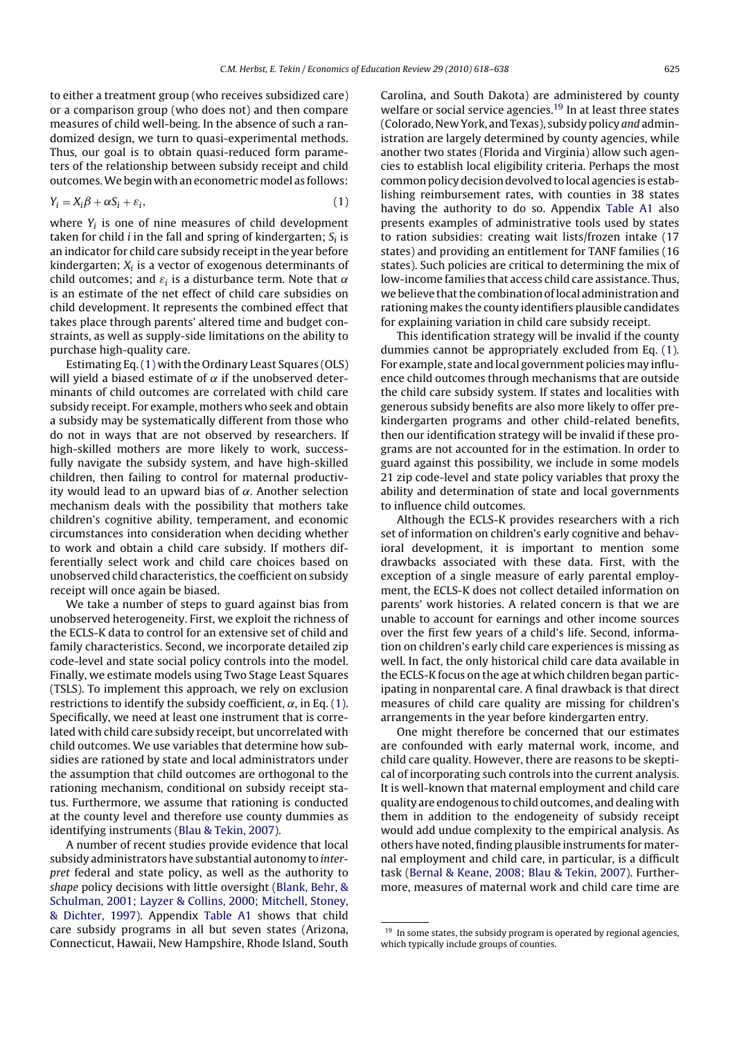to either a treatment group (who receives subsidized care) or a comparison group (who does not) and then compare measures of child well-being. In the absence of such a randomized design, we turn to quasi-experimental methods. Thus, our goal is to obtain quasi-reduced form parameters of the relationship between subsidy receipt and child outcomes. We begin with an econometric model as follows:

$$Y_i = X_i\beta + \alpha S_i + \varepsilon_i, \qquad (1)$$

where $Y_i$ is one of nine measures of child development taken for child $i$ in the fall and spring of kindergarten; $S_i$ is an indicator for child care subsidy receipt in the year before kindergarten; $X_i$ is a vector of exogenous determinants of child outcomes; and $\varepsilon_i$ is a disturbance term. Note that $\alpha$ is an estimate of the net effect of child care subsidies on child development. It represents the combined effect that takes place through parents' altered time and budget constraints, as well as supply-side limitations on the ability to purchase high-quality care.

Estimating Eq. (1) with the Ordinary Least Squares (OLS) will yield a biased estimate of $\alpha$ if the unobserved determinants of child outcomes are correlated with child care subsidy receipt. For example, mothers who seek and obtain a subsidy may be systematically different from those who do not in ways that are not observed by researchers. If high-skilled mothers are more likely to work, successfully navigate the subsidy system, and have high-skilled children, then failing to control for maternal productivity would lead to an upward bias of $\alpha$. Another selection mechanism deals with the possibility that mothers take children's cognitive ability, temperament, and economic circumstances into consideration when deciding whether to work and obtain a child care subsidy. If mothers differentially select work and child care choices based on unobserved child characteristics, the coefficient on subsidy receipt will once again be biased.

We take a number of steps to guard against bias from unobserved heterogeneity. First, we exploit the richness of the ECLS-K data to control for an extensive set of child and family characteristics. Second, we incorporate detailed zip code-level and state social policy controls into the model. Finally, we estimate models using Two Stage Least Squares (TSLS). To implement this approach, we rely on exclusion restrictions to identify the subsidy coefficient, $\alpha$, in Eq. (1). Specifically, we need at least one instrument that is correlated with child care subsidy receipt, but uncorrelated with child outcomes. We use variables that determine how subsidies are rationed by state and local administrators under the assumption that child outcomes are orthogonal to the rationing mechanism, conditional on subsidy receipt status. Furthermore, we assume that rationing is conducted at the county level and therefore use county dummies as identifying instruments (Blau & Tekin, 2007).

A number of recent studies provide evidence that local subsidy administrators have substantial autonomy to *interpret* federal and state policy, as well as the authority to *shape* policy decisions with little oversight (Blank, Behr, & Schulman, 2001; Layzer & Collins, 2000; Mitchell, Stoney, & Dichter, 1997). Appendix Table A1 shows that child care subsidy programs in all but seven states (Arizona, Connecticut, Hawaii, New Hampshire, Rhode Island, South Carolina, and South Dakota) are administered by county welfare or social service agencies.[19] In at least three states (Colorado, New York, and Texas), subsidy policy *and* administration are largely determined by county agencies, while another two states (Florida and Virginia) allow such agencies to establish local eligibility criteria. Perhaps the most common policy decision devolved to local agencies is establishing reimbursement rates, with counties in 38 states having the authority to do so. Appendix Table A1 also presents examples of administrative tools used by states to ration subsidies: creating wait lists/frozen intake (17 states) and providing an entitlement for TANF families (16 states). Such policies are critical to determining the mix of low-income families that access child care assistance. Thus, we believe that the combination of local administration and rationing makes the county identifiers plausible candidates for explaining variation in child care subsidy receipt.

This identification strategy will be invalid if the county dummies cannot be appropriately excluded from Eq. (1). For example, state and local government policies may influence child outcomes through mechanisms that are outside the child care subsidy system. If states and localities with generous subsidy benefits are also more likely to offer pre-kindergarten programs and other child-related benefits, then our identification strategy will be invalid if these programs are not accounted for in the estimation. In order to guard against this possibility, we include in some models 21 zip code-level and state policy variables that proxy the ability and determination of state and local governments to influence child outcomes.

Although the ECLS-K provides researchers with a rich set of information on children's early cognitive and behavioral development, it is important to mention some drawbacks associated with these data. First, with the exception of a single measure of early parental employment, the ECLS-K does not collect detailed information on parents' work histories. A related concern is that we are unable to account for earnings and other income sources over the first few years of a child's life. Second, information on children's early child care experiences is missing as well. In fact, the only historical child care data available in the ECLS-K focus on the age at which children began participating in nonparental care. A final drawback is that direct measures of child care quality are missing for children's arrangements in the year before kindergarten entry.

One might therefore be concerned that our estimates are confounded with early maternal work, income, and child care quality. However, there are reasons to be skeptical of incorporating such controls into the current analysis. It is well-known that maternal employment and child care quality are endogenous to child outcomes, and dealing with them in addition to the endogeneity of subsidy receipt would add undue complexity to the empirical analysis. As others have noted, finding plausible instruments for maternal employment and child care, in particular, is a difficult task (Bernal & Keane, 2008; Blau & Tekin, 2007). Furthermore, measures of maternal work and child care time are

[19] In some states, the subsidy program is operated by regional agencies, which typically include groups of counties.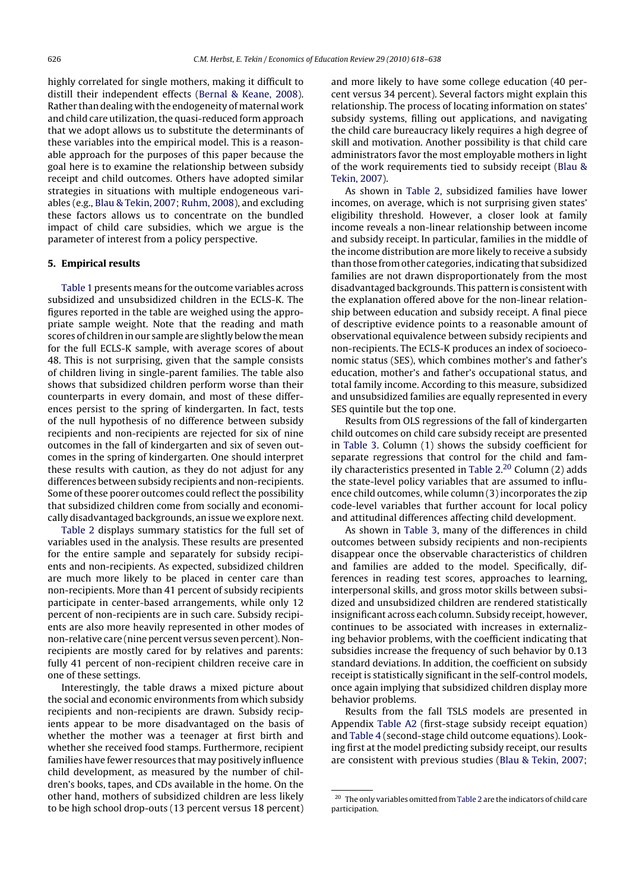highly correlated for single mothers, making it difficult to distill their independent effects (Bernal & Keane, 2008). Rather than dealing with the endogeneity of maternal work and child care utilization, the quasi-reduced form approach that we adopt allows us to substitute the determinants of these variables into the empirical model. This is a reasonable approach for the purposes of this paper because the goal here is to examine the relationship between subsidy receipt and child outcomes. Others have adopted similar strategies in situations with multiple endogeneous variables (e.g., Blau & Tekin, 2007; Ruhm, 2008), and excluding these factors allows us to concentrate on the bundled impact of child care subsidies, which we argue is the parameter of interest from a policy perspective.

## 5. Empirical results

Table 1 presents means for the outcome variables across subsidized and unsubsidized children in the ECLS-K. The figures reported in the table are weighed using the appropriate sample weight. Note that the reading and math scores of children in our sample are slightly below the mean for the full ECLS-K sample, with average scores of about 48. This is not surprising, given that the sample consists of children living in single-parent families. The table also shows that subsidized children perform worse than their counterparts in every domain, and most of these differences persist to the spring of kindergarten. In fact, tests of the null hypothesis of no difference between subsidy recipients and non-recipients are rejected for six of nine outcomes in the fall of kindergarten and six of seven outcomes in the spring of kindergarten. One should interpret these results with caution, as they do not adjust for any differences between subsidy recipients and non-recipients. Some of these poorer outcomes could reflect the possibility that subsidized children come from socially and economically disadvantaged backgrounds, an issue we explore next.

Table 2 displays summary statistics for the full set of variables used in the analysis. These results are presented for the entire sample and separately for subsidy recipients and non-recipients. As expected, subsidized children are much more likely to be placed in center care than non-recipients. More than 41 percent of subsidy recipients participate in center-based arrangements, while only 12 percent of non-recipients are in such care. Subsidy recipients are also more heavily represented in other modes of non-relative care (nine percent versus seven percent). Non-recipients are mostly cared for by relatives and parents: fully 41 percent of non-recipient children receive care in one of these settings.

Interestingly, the table draws a mixed picture about the social and economic environments from which subsidy recipients and non-recipients are drawn. Subsidy recipients appear to be more disadvantaged on the basis of whether the mother was a teenager at first birth and whether she received food stamps. Furthermore, recipient families have fewer resources that may positively influence child development, as measured by the number of children's books, tapes, and CDs available in the home. On the other hand, mothers of subsidized children are less likely to be high school drop-outs (13 percent versus 18 percent) and more likely to have some college education (40 percent versus 34 percent). Several factors might explain this relationship. The process of locating information on states' subsidy systems, filling out applications, and navigating the child care bureaucracy likely requires a high degree of skill and motivation. Another possibility is that child care administrators favor the most employable mothers in light of the work requirements tied to subsidy receipt (Blau & Tekin, 2007).

As shown in Table 2, subsidized families have lower incomes, on average, which is not surprising given states' eligibility threshold. However, a closer look at family income reveals a non-linear relationship between income and subsidy receipt. In particular, families in the middle of the income distribution are more likely to receive a subsidy than those from other categories, indicating that subsidized families are not drawn disproportionately from the most disadvantaged backgrounds. This pattern is consistent with the explanation offered above for the non-linear relationship between education and subsidy receipt. A final piece of descriptive evidence points to a reasonable amount of observational equivalence between subsidy recipients and non-recipients. The ECLS-K produces an index of socioeconomic status (SES), which combines mother's and father's education, mother's and father's occupational status, and total family income. According to this measure, subsidized and unsubsidized families are equally represented in every SES quintile but the top one.

Results from OLS regressions of the fall of kindergarten child outcomes on child care subsidy receipt are presented in Table 3. Column (1) shows the subsidy coefficient for separate regressions that control for the child and family characteristics presented in Table 2.[20] Column (2) adds the state-level policy variables that are assumed to influence child outcomes, while column (3) incorporates the zip code-level variables that further account for local policy and attitudinal differences affecting child development.

As shown in Table 3, many of the differences in child outcomes between subsidy recipients and non-recipients disappear once the observable characteristics of children and families are added to the model. Specifically, differences in reading test scores, approaches to learning, interpersonal skills, and gross motor skills between subsidized and unsubsidized children are rendered statistically insignificant across each column. Subsidy receipt, however, continues to be associated with increases in externalizing behavior problems, with the coefficient indicating that subsidies increase the frequency of such behavior by 0.13 standard deviations. In addition, the coefficient on subsidy receipt is statistically significant in the self-control models, once again implying that subsidized children display more behavior problems.

Results from the fall TSLS models are presented in Appendix Table A2 (first-stage subsidy receipt equation) and Table 4 (second-stage child outcome equations). Looking first at the model predicting subsidy receipt, our results are consistent with previous studies (Blau & Tekin, 2007;

[20] The only variables omitted from Table 2 are the indicators of child care participation.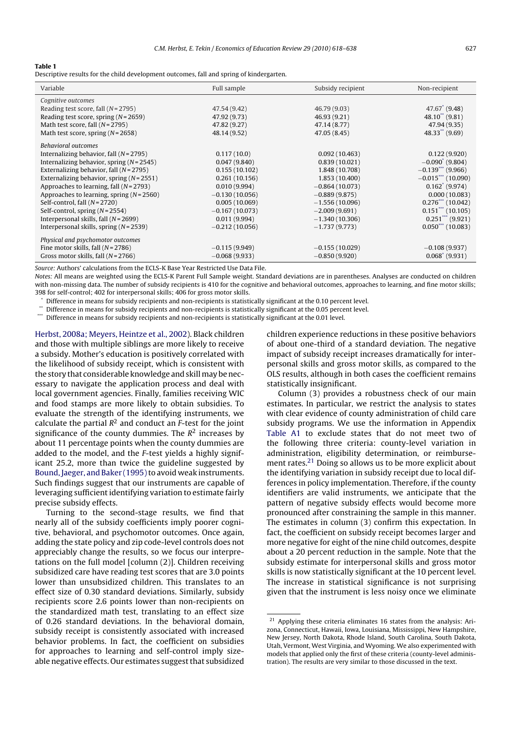**Table 1**

Descriptive results for the child development outcomes, fall and spring of kindergarten.

| Variable | Full sample | Subsidy recipient | Non-recipient |
|---|---|---|---|
| *Cognitive outcomes* | | | |
| Reading test score, fall ($N$ = 2795) | 47.54 (9.42) | 46.79 (9.03) | 47.67* (9.48) |
| Reading test score, spring ($N$ = 2659) | 47.92 (9.73) | 46.93 (9.21) | 48.10** (9.81) |
| Math test score, fall ($N$ = 2795) | 47.82 (9.27) | 47.14 (8.77) | 47.94 (9.35) |
| Math test score, spring ($N$ = 2658) | 48.14 (9.52) | 47.05 (8.45) | 48.33** (9.69) |
| *Behavioral outcomes* | | | |
| Internalizing behavior, fall ($N$ = 2795) | 0.117 (10.0) | 0.092 (10.463) | 0.122 (9.920) |
| Internalizing behavior, spring ($N$ = 2545) | 0.047 (9.840) | 0.839 (10.021) | −0.090* (9.804) |
| Externalizing behavior, fall ($N$ = 2795) | 0.155 (10.102) | 1.848 (10.708) | −0.139*** (9.966) |
| Externalizing behavior, spring ($N$ = 2551) | 0.261 (10.156) | 1.853 (10.400) | −0.015*** (10.090) |
| Approaches to learning, fall ($N$ = 2793) | 0.010 (9.994) | −0.864 (10.073) | 0.162* (9.974) |
| Approaches to learning, spring ($N$ = 2560) | −0.130 (10.056) | −0.889 (9.875) | 0.000 (10.083) |
| Self-control, fall ($N$ = 2720) | 0.005 (10.069) | −1.556 (10.096) | 0.276*** (10.042) |
| Self-control, spring ($N$ = 2554) | −0.167 (10.073) | −2.009 (9.691) | 0.151*** (10.105) |
| Interpersonal skills, fall ($N$ = 2699) | 0.011 (9.994) | −1.340 (10.306) | 0.251*** (9.921) |
| Interpersonal skills, spring ($N$ = 2539) | −0.212 (10.056) | −1.737 (9.773) | 0.050*** (10.083) |
| *Physical and psychomotor outcomes* | | | |
| Fine motor skills, fall ($N$ = 2786) | −0.115 (9.949) | −0.155 (10.029) | −0.108 (9.937) |
| Gross motor skills, fall ($N$ = 2766) | −0.068 (9.933) | −0.850 (9.920) | 0.068* (9.931) |

*Source:* Authors' calculations from the ECLS-K Base Year Restricted Use Data File.

*Notes:* All means are weighted using the ECLS-K Parent Full Sample weight. Standard deviations are in parentheses. Analyses are conducted on children with non-missing data. The number of subsidy recipients is 410 for the cognitive and behavioral outcomes, approaches to learning, and fine motor skills; 398 for self-control; 402 for interpersonal skills; 406 for gross motor skills.

\* Difference in means for subsidy recipients and non-recipients is statistically significant at the 0.10 percent level.

\*\* Difference in means for subsidy recipients and non-recipients is statistically significant at the 0.05 percent level.

\*\*\* Difference in means for subsidy recipients and non-recipients is statistically significant at the 0.01 level.

Herbst, 2008a; Meyers, Heintze et al., 2002). Black children and those with multiple siblings are more likely to receive a subsidy. Mother's education is positively correlated with the likelihood of subsidy receipt, which is consistent with the story that considerable knowledge and skill may be necessary to navigate the application process and deal with local government agencies. Finally, families receiving WIC and food stamps are more likely to obtain subsidies. To evaluate the strength of the identifying instruments, we calculate the partial $R^2$ and conduct an $F$-test for the joint significance of the county dummies. The $R^2$ increases by about 11 percentage points when the county dummies are added to the model, and the $F$-test yields a highly significant 25.2, more than twice the guideline suggested by Bound, Jaeger, and Baker (1995) to avoid weak instruments. Such findings suggest that our instruments are capable of leveraging sufficient identifying variation to estimate fairly precise subsidy effects.

Turning to the second-stage results, we find that nearly all of the subsidy coefficients imply poorer cognitive, behavioral, and psychomotor outcomes. Once again, adding the state policy and zip code-level controls does not appreciably change the results, so we focus our interpretations on the full model [column (2)]. Children receiving subsidized care have reading test scores that are 3.0 points lower than unsubsidized children. This translates to an effect size of 0.30 standard deviations. Similarly, subsidy recipients score 2.6 points lower than non-recipients on the standardized math test, translating to an effect size of 0.26 standard deviations. In the behavioral domain, subsidy receipt is consistently associated with increased behavior problems. In fact, the coefficient on subsidies for approaches to learning and self-control imply sizeable negative effects. Our estimates suggest that subsidized children experience reductions in these positive behaviors of about one-third of a standard deviation. The negative impact of subsidy receipt increases dramatically for interpersonal skills and gross motor skills, as compared to the OLS results, although in both cases the coefficient remains statistically insignificant.

Column (3) provides a robustness check of our main estimates. In particular, we restrict the analysis to states with clear evidence of county administration of child care subsidy programs. We use the information in Appendix Table A1 to exclude states that do not meet two of the following three criteria: county-level variation in administration, eligibility determination, or reimbursement rates.[21] Doing so allows us to be more explicit about the identifying variation in subsidy receipt due to local differences in policy implementation. Therefore, if the county identifiers are valid instruments, we anticipate that the pattern of negative subsidy effects would become more pronounced after constraining the sample in this manner. The estimates in column (3) confirm this expectation. In fact, the coefficient on subsidy receipt becomes larger and more negative for eight of the nine child outcomes, despite about a 20 percent reduction in the sample. Note that the subsidy estimate for interpersonal skills and gross motor skills is now statistically significant at the 10 percent level. The increase in statistical significance is not surprising given that the instrument is less noisy once we eliminate

[21] Applying these criteria eliminates 16 states from the analysis: Arizona, Connecticut, Hawaii, Iowa, Louisiana, Mississippi, New Hampshire, New Jersey, North Dakota, Rhode Island, South Carolina, South Dakota, Utah, Vermont, West Virginia, and Wyoming. We also experimented with models that applied only the first of these criteria (county-level administration). The results are very similar to those discussed in the text.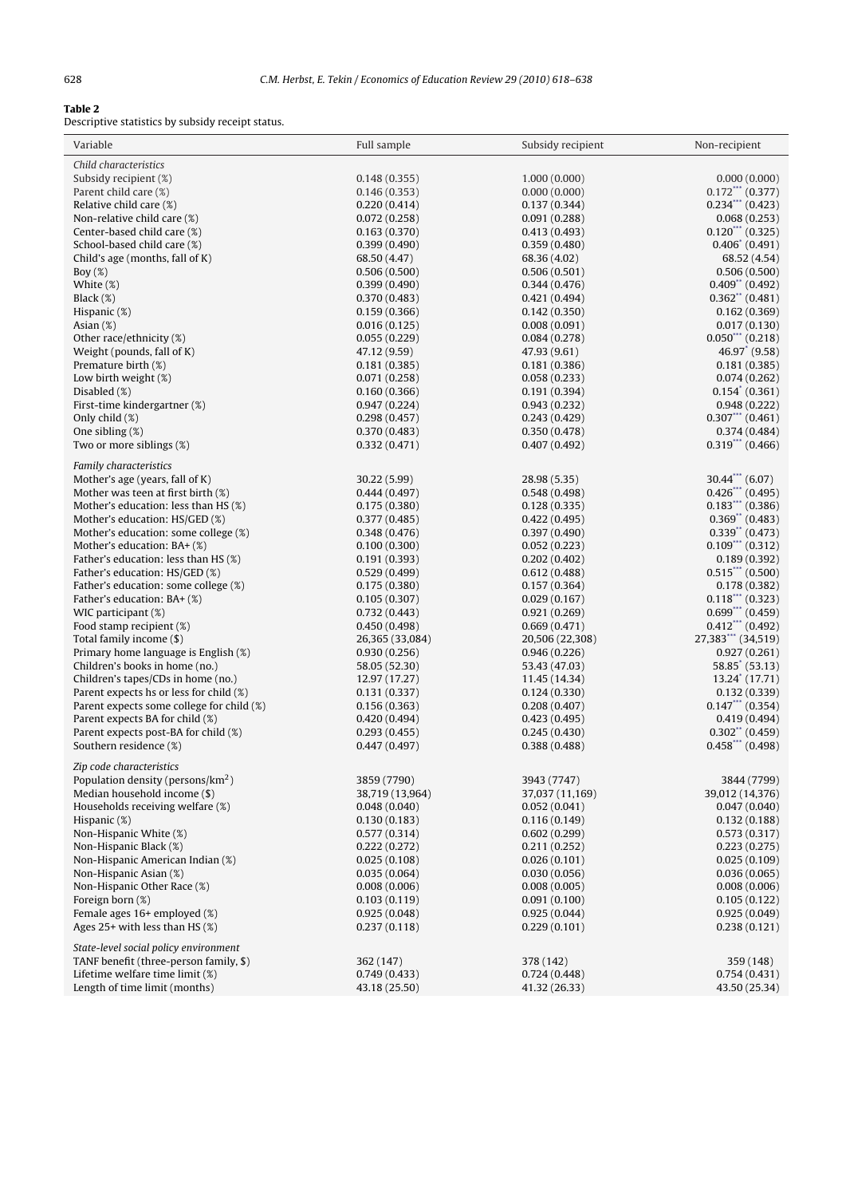**Table 2**
Descriptive statistics by subsidy receipt status.

| Variable | Full sample | Subsidy recipient | Non-recipient |
|---|---|---|---|
| *Child characteristics* | | | |
| Subsidy recipient (%) | 0.148 (0.355) | 1.000 (0.000) | 0.000 (0.000) |
| Parent child care (%) | 0.146 (0.353) | 0.000 (0.000) | 0.172*** (0.377) |
| Relative child care (%) | 0.220 (0.414) | 0.137 (0.344) | 0.234*** (0.423) |
| Non-relative child care (%) | 0.072 (0.258) | 0.091 (0.288) | 0.068 (0.253) |
| Center-based child care (%) | 0.163 (0.370) | 0.413 (0.493) | 0.120*** (0.325) |
| School-based child care (%) | 0.399 (0.490) | 0.359 (0.480) | 0.406* (0.491) |
| Child's age (months, fall of K) | 68.50 (4.47) | 68.36 (4.02) | 68.52 (4.54) |
| Boy (%) | 0.506 (0.500) | 0.506 (0.501) | 0.506 (0.500) |
| White (%) | 0.399 (0.490) | 0.344 (0.476) | 0.409** (0.492) |
| Black (%) | 0.370 (0.483) | 0.421 (0.494) | 0.362** (0.481) |
| Hispanic (%) | 0.159 (0.366) | 0.142 (0.350) | 0.162 (0.369) |
| Asian (%) | 0.016 (0.125) | 0.008 (0.091) | 0.017 (0.130) |
| Other race/ethnicity (%) | 0.055 (0.229) | 0.084 (0.278) | 0.050*** (0.218) |
| Weight (pounds, fall of K) | 47.12 (9.59) | 47.93 (9.61) | 46.97* (9.58) |
| Premature birth (%) | 0.181 (0.385) | 0.181 (0.386) | 0.181 (0.385) |
| Low birth weight (%) | 0.071 (0.258) | 0.058 (0.233) | 0.074 (0.262) |
| Disabled (%) | 0.160 (0.366) | 0.191 (0.394) | 0.154* (0.361) |
| First-time kindergartner (%) | 0.947 (0.224) | 0.943 (0.232) | 0.948 (0.222) |
| Only child (%) | 0.298 (0.457) | 0.243 (0.429) | 0.307*** (0.461) |
| One sibling (%) | 0.370 (0.483) | 0.350 (0.478) | 0.374 (0.484) |
| Two or more siblings (%) | 0.332 (0.471) | 0.407 (0.492) | 0.319*** (0.466) |
| *Family characteristics* | | | |
| Mother's age (years, fall of K) | 30.22 (5.99) | 28.98 (5.35) | 30.44*** (6.07) |
| Mother was teen at first birth (%) | 0.444 (0.497) | 0.548 (0.498) | 0.426*** (0.495) |
| Mother's education: less than HS (%) | 0.175 (0.380) | 0.128 (0.335) | 0.183*** (0.386) |
| Mother's education: HS/GED (%) | 0.377 (0.485) | 0.422 (0.495) | 0.369** (0.483) |
| Mother's education: some college (%) | 0.348 (0.476) | 0.397 (0.490) | 0.339** (0.473) |
| Mother's education: BA+ (%) | 0.100 (0.300) | 0.052 (0.223) | 0.109*** (0.312) |
| Father's education: less than HS (%) | 0.191 (0.393) | 0.202 (0.402) | 0.189 (0.392) |
| Father's education: HS/GED (%) | 0.529 (0.499) | 0.612 (0.488) | 0.515*** (0.500) |
| Father's education: some college (%) | 0.175 (0.380) | 0.157 (0.364) | 0.178 (0.382) |
| Father's education: BA+ (%) | 0.105 (0.307) | 0.029 (0.167) | 0.118*** (0.323) |
| WIC participant (%) | 0.732 (0.443) | 0.921 (0.269) | 0.699*** (0.459) |
| Food stamp recipient (%) | 0.450 (0.498) | 0.669 (0.471) | 0.412*** (0.492) |
| Total family income ($) | 26,365 (33,084) | 20,506 (22,308) | 27,383*** (34,519) |
| Primary home language is English (%) | 0.930 (0.256) | 0.946 (0.226) | 0.927 (0.261) |
| Children's books in home (no.) | 58.05 (52.30) | 53.43 (47.03) | 58.85* (53.13) |
| Children's tapes/CDs in home (no.) | 12.97 (17.27) | 11.45 (14.34) | 13.24* (17.71) |
| Parent expects hs or less for child (%) | 0.131 (0.337) | 0.124 (0.330) | 0.132 (0.339) |
| Parent expects some college for child (%) | 0.156 (0.363) | 0.208 (0.407) | 0.147*** (0.354) |
| Parent expects BA for child (%) | 0.420 (0.494) | 0.423 (0.495) | 0.419 (0.494) |
| Parent expects post-BA for child (%) | 0.293 (0.455) | 0.245 (0.430) | 0.302** (0.459) |
| Southern residence (%) | 0.447 (0.497) | 0.388 (0.488) | 0.458*** (0.498) |
| *Zip code characteristics* | | | |
| Population density (persons/km$^2$) | 3859 (7790) | 3943 (7747) | 3844 (7799) |
| Median household income ($) | 38,719 (13,964) | 37,037 (11,169) | 39,012 (14,376) |
| Households receiving welfare (%) | 0.048 (0.040) | 0.052 (0.041) | 0.047 (0.040) |
| Hispanic (%) | 0.130 (0.183) | 0.116 (0.149) | 0.132 (0.188) |
| Non-Hispanic White (%) | 0.577 (0.314) | 0.602 (0.299) | 0.573 (0.317) |
| Non-Hispanic Black (%) | 0.222 (0.272) | 0.211 (0.252) | 0.223 (0.275) |
| Non-Hispanic American Indian (%) | 0.025 (0.108) | 0.026 (0.101) | 0.025 (0.109) |
| Non-Hispanic Asian (%) | 0.035 (0.064) | 0.030 (0.056) | 0.036 (0.065) |
| Non-Hispanic Other Race (%) | 0.008 (0.006) | 0.008 (0.005) | 0.008 (0.006) |
| Foreign born (%) | 0.103 (0.119) | 0.091 (0.100) | 0.105 (0.122) |
| Female ages 16+ employed (%) | 0.925 (0.048) | 0.925 (0.044) | 0.925 (0.049) |
| Ages 25+ with less than HS (%) | 0.237 (0.118) | 0.229 (0.101) | 0.238 (0.121) |
| *State-level social policy environment* | | | |
| TANF benefit (three-person family, $) | 362 (147) | 378 (142) | 359 (148) |
| Lifetime welfare time limit (%) | 0.749 (0.433) | 0.724 (0.448) | 0.754 (0.431) |
| Length of time limit (months) | 43.18 (25.50) | 41.32 (26.33) | 43.50 (25.34) |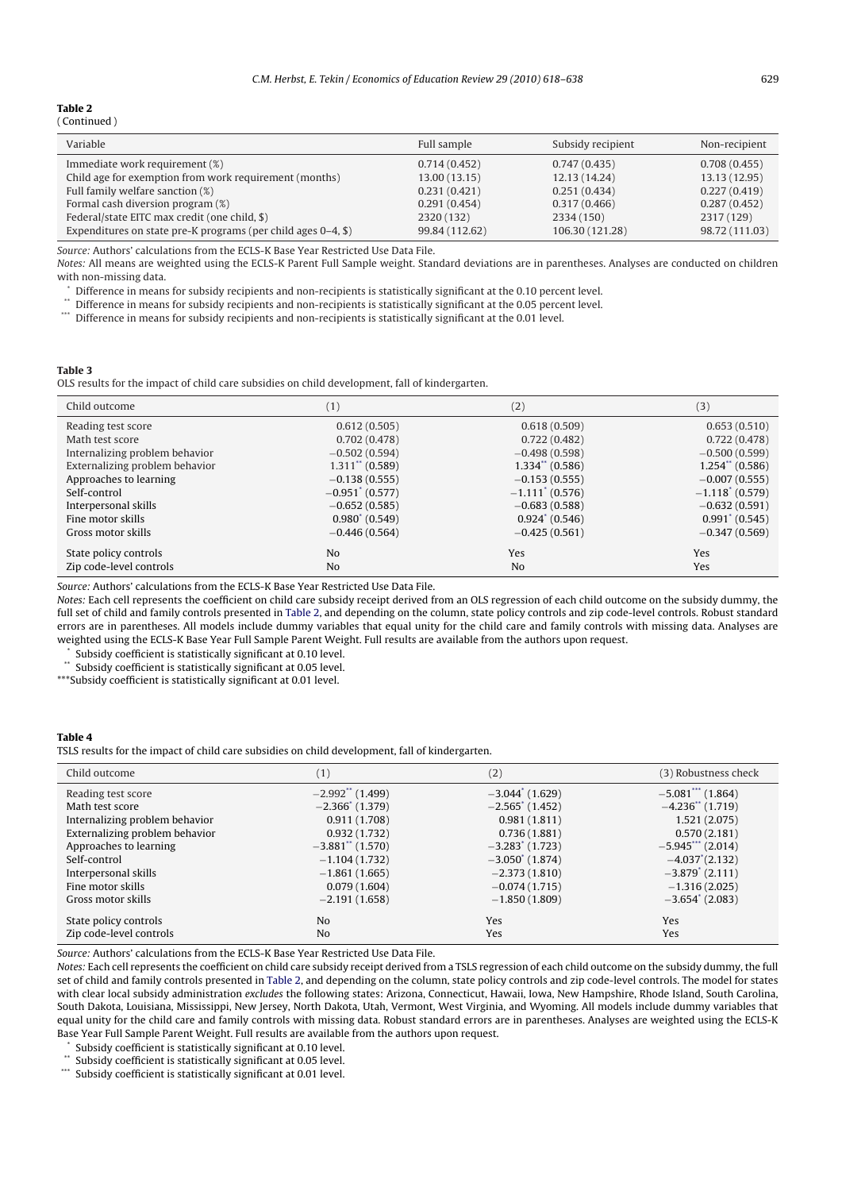**Table 2**
( Continued )

| Variable | Full sample | Subsidy recipient | Non-recipient |
|---|---|---|---|
| Immediate work requirement (%) | 0.714 (0.452) | 0.747 (0.435) | 0.708 (0.455) |
| Child age for exemption from work requirement (months) | 13.00 (13.15) | 12.13 (14.24) | 13.13 (12.95) |
| Full family welfare sanction (%) | 0.231 (0.421) | 0.251 (0.434) | 0.227 (0.419) |
| Formal cash diversion program (%) | 0.291 (0.454) | 0.317 (0.466) | 0.287 (0.452) |
| Federal/state EITC max credit (one child, $) | 2320 (132) | 2334 (150) | 2317 (129) |
| Expenditures on state pre-K programs (per child ages 0–4, $) | 99.84 (112.62) | 106.30 (121.28) | 98.72 (111.03) |

*Source:* Authors' calculations from the ECLS-K Base Year Restricted Use Data File.

*Notes:* All means are weighted using the ECLS-K Parent Full Sample weight. Standard deviations are in parentheses. Analyses are conducted on children with non-missing data.

* Difference in means for subsidy recipients and non-recipients is statistically significant at the 0.10 percent level.

** Difference in means for subsidy recipients and non-recipients is statistically significant at the 0.05 percent level.

*** Difference in means for subsidy recipients and non-recipients is statistically significant at the 0.01 level.

**Table 3**
OLS results for the impact of child care subsidies on child development, fall of kindergarten.

| Child outcome | (1) | (2) | (3) |
|---|---|---|---|
| Reading test score | 0.612 (0.505) | 0.618 (0.509) | 0.653 (0.510) |
| Math test score | 0.702 (0.478) | 0.722 (0.482) | 0.722 (0.478) |
| Internalizing problem behavior | −0.502 (0.594) | −0.498 (0.598) | −0.500 (0.599) |
| Externalizing problem behavior | 1.311** (0.589) | 1.334** (0.586) | 1.254** (0.586) |
| Approaches to learning | −0.138 (0.555) | −0.153 (0.555) | −0.007 (0.555) |
| Self-control | −0.951* (0.577) | −1.111* (0.576) | −1.118* (0.579) |
| Interpersonal skills | −0.652 (0.585) | −0.683 (0.588) | −0.632 (0.591) |
| Fine motor skills | 0.980* (0.549) | 0.924* (0.546) | 0.991* (0.545) |
| Gross motor skills | −0.446 (0.564) | −0.425 (0.561) | −0.347 (0.569) |
| State policy controls | No | Yes | Yes |
| Zip code-level controls | No | No | Yes |

*Source:* Authors' calculations from the ECLS-K Base Year Restricted Use Data File.

*Notes:* Each cell represents the coefficient on child care subsidy receipt derived from an OLS regression of each child outcome on the subsidy dummy, the full set of child and family controls presented in Table 2, and depending on the column, state policy controls and zip code-level controls. Robust standard errors are in parentheses. All models include dummy variables that equal unity for the child care and family controls with missing data. Analyses are weighted using the ECLS-K Base Year Full Sample Parent Weight. Full results are available from the authors upon request.

* Subsidy coefficient is statistically significant at 0.10 level.

** Subsidy coefficient is statistically significant at 0.05 level.

***Subsidy coefficient is statistically significant at 0.01 level.

**Table 4**
TSLS results for the impact of child care subsidies on child development, fall of kindergarten.

| Child outcome | (1) | (2) | (3) Robustness check |
|---|---|---|---|
| Reading test score | −2.992** (1.499) | −3.044* (1.629) | −5.081*** (1.864) |
| Math test score | −2.366* (1.379) | −2.565* (1.452) | −4.236** (1.719) |
| Internalizing problem behavior | 0.911 (1.708) | 0.981 (1.811) | 1.521 (2.075) |
| Externalizing problem behavior | 0.932 (1.732) | 0.736 (1.881) | 0.570 (2.181) |
| Approaches to learning | −3.881** (1.570) | −3.283* (1.723) | −5.945*** (2.014) |
| Self-control | −1.104 (1.732) | −3.050* (1.874) | −4.037* (2.132) |
| Interpersonal skills | −1.861 (1.665) | −2.373 (1.810) | −3.879* (2.111) |
| Fine motor skills | 0.079 (1.604) | −0.074 (1.715) | −1.316 (2.025) |
| Gross motor skills | −2.191 (1.658) | −1.850 (1.809) | −3.654* (2.083) |
| State policy controls | No | Yes | Yes |
| Zip code-level controls | No | Yes | Yes |

*Source:* Authors' calculations from the ECLS-K Base Year Restricted Use Data File.

*Notes:* Each cell represents the coefficient on child care subsidy receipt derived from a TSLS regression of each child outcome on the subsidy dummy, the full set of child and family controls presented in Table 2, and depending on the column, state policy controls and zip code-level controls. The model for states with clear local subsidy administration *excludes* the following states: Arizona, Connecticut, Hawaii, Iowa, New Hampshire, Rhode Island, South Carolina, South Dakota, Louisiana, Mississippi, New Jersey, North Dakota, Utah, Vermont, West Virginia, and Wyoming. All models include dummy variables that equal unity for the child care and family controls with missing data. Robust standard errors are in parentheses. Analyses are weighted using the ECLS-K Base Year Full Sample Parent Weight. Full results are available from the authors upon request.

* Subsidy coefficient is statistically significant at 0.10 level.

** Subsidy coefficient is statistically significant at 0.05 level.

*** Subsidy coefficient is statistically significant at 0.01 level.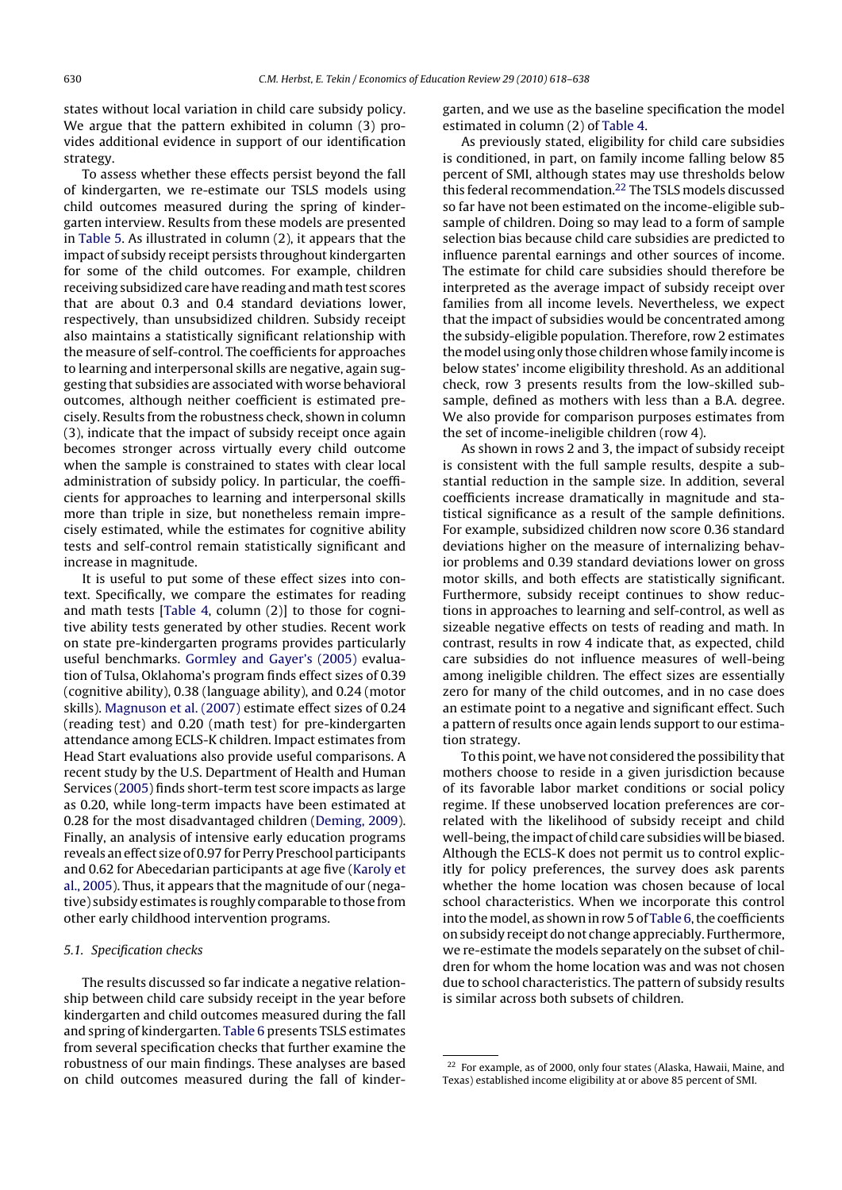states without local variation in child care subsidy policy. We argue that the pattern exhibited in column (3) provides additional evidence in support of our identification strategy.

To assess whether these effects persist beyond the fall of kindergarten, we re-estimate our TSLS models using child outcomes measured during the spring of kindergarten interview. Results from these models are presented in Table 5. As illustrated in column (2), it appears that the impact of subsidy receipt persists throughout kindergarten for some of the child outcomes. For example, children receiving subsidized care have reading and math test scores that are about 0.3 and 0.4 standard deviations lower, respectively, than unsubsidized children. Subsidy receipt also maintains a statistically significant relationship with the measure of self-control. The coefficients for approaches to learning and interpersonal skills are negative, again suggesting that subsidies are associated with worse behavioral outcomes, although neither coefficient is estimated precisely. Results from the robustness check, shown in column (3), indicate that the impact of subsidy receipt once again becomes stronger across virtually every child outcome when the sample is constrained to states with clear local administration of subsidy policy. In particular, the coefficients for approaches to learning and interpersonal skills more than triple in size, but nonetheless remain imprecisely estimated, while the estimates for cognitive ability tests and self-control remain statistically significant and increase in magnitude.

It is useful to put some of these effect sizes into context. Specifically, we compare the estimates for reading and math tests [Table 4, column (2)] to those for cognitive ability tests generated by other studies. Recent work on state pre-kindergarten programs provides particularly useful benchmarks. Gormley and Gayer's (2005) evaluation of Tulsa, Oklahoma's program finds effect sizes of 0.39 (cognitive ability), 0.38 (language ability), and 0.24 (motor skills). Magnuson et al. (2007) estimate effect sizes of 0.24 (reading test) and 0.20 (math test) for pre-kindergarten attendance among ECLS-K children. Impact estimates from Head Start evaluations also provide useful comparisons. A recent study by the U.S. Department of Health and Human Services (2005) finds short-term test score impacts as large as 0.20, while long-term impacts have been estimated at 0.28 for the most disadvantaged children (Deming, 2009). Finally, an analysis of intensive early education programs reveals an effect size of 0.97 for Perry Preschool participants and 0.62 for Abecedarian participants at age five (Karoly et al., 2005). Thus, it appears that the magnitude of our (negative) subsidy estimates is roughly comparable to those from other early childhood intervention programs.

### 5.1. Specification checks

The results discussed so far indicate a negative relationship between child care subsidy receipt in the year before kindergarten and child outcomes measured during the fall and spring of kindergarten. Table 6 presents TSLS estimates from several specification checks that further examine the robustness of our main findings. These analyses are based on child outcomes measured during the fall of kindergarten, and we use as the baseline specification the model estimated in column (2) of Table 4.

As previously stated, eligibility for child care subsidies is conditioned, in part, on family income falling below 85 percent of SMI, although states may use thresholds below this federal recommendation.[22] The TSLS models discussed so far have not been estimated on the income-eligible subsample of children. Doing so may lead to a form of sample selection bias because child care subsidies are predicted to influence parental earnings and other sources of income. The estimate for child care subsidies should therefore be interpreted as the average impact of subsidy receipt over families from all income levels. Nevertheless, we expect that the impact of subsidies would be concentrated among the subsidy-eligible population. Therefore, row 2 estimates the model using only those children whose family income is below states' income eligibility threshold. As an additional check, row 3 presents results from the low-skilled subsample, defined as mothers with less than a B.A. degree. We also provide for comparison purposes estimates from the set of income-ineligible children (row 4).

As shown in rows 2 and 3, the impact of subsidy receipt is consistent with the full sample results, despite a substantial reduction in the sample size. In addition, several coefficients increase dramatically in magnitude and statistical significance as a result of the sample definitions. For example, subsidized children now score 0.36 standard deviations higher on the measure of internalizing behavior problems and 0.39 standard deviations lower on gross motor skills, and both effects are statistically significant. Furthermore, subsidy receipt continues to show reductions in approaches to learning and self-control, as well as sizeable negative effects on tests of reading and math. In contrast, results in row 4 indicate that, as expected, child care subsidies do not influence measures of well-being among ineligible children. The effect sizes are essentially zero for many of the child outcomes, and in no case does an estimate point to a negative and significant effect. Such a pattern of results once again lends support to our estimation strategy.

To this point, we have not considered the possibility that mothers choose to reside in a given jurisdiction because of its favorable labor market conditions or social policy regime. If these unobserved location preferences are correlated with the likelihood of subsidy receipt and child well-being, the impact of child care subsidies will be biased. Although the ECLS-K does not permit us to control explicitly for policy preferences, the survey does ask parents whether the home location was chosen because of local school characteristics. When we incorporate this control into the model, as shown in row 5 of Table 6, the coefficients on subsidy receipt do not change appreciably. Furthermore, we re-estimate the models separately on the subset of children for whom the home location was and was not chosen due to school characteristics. The pattern of subsidy results is similar across both subsets of children.

---

[22] For example, as of 2000, only four states (Alaska, Hawaii, Maine, and Texas) established income eligibility at or above 85 percent of SMI.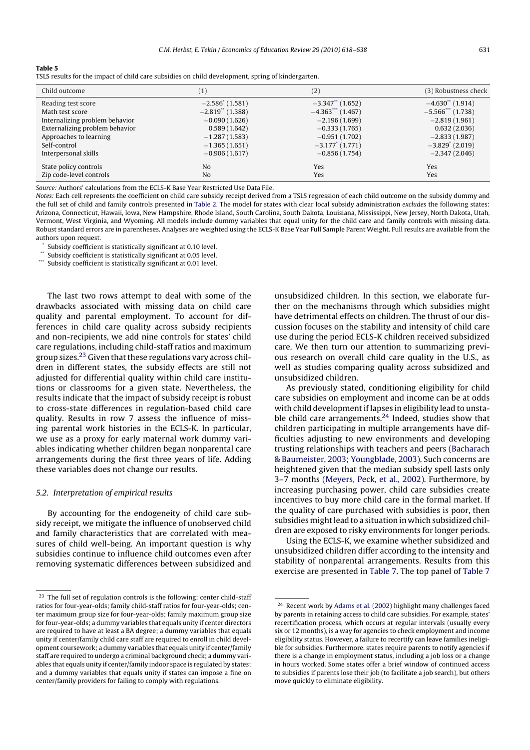**Table 5**
TSLS results for the impact of child care subsidies on child development, spring of kindergarten.

| Child outcome | (1) | (2) | (3) Robustness check |
|---|---|---|---|
| Reading test score | −2.586* (1.581) | −3.347** (1.652) | −4.630** (1.914) |
| Math test score | −2.819** (1.388) | −4.363*** (1.467) | −5.566*** (1.738) |
| Internalizing problem behavior | −0.090 (1.626) | −2.196 (1.699) | −2.819 (1.961) |
| Externalizing problem behavior | 0.589 (1.642) | −0.333 (1.765) | 0.632 (2.036) |
| Approaches to learning | −1.287 (1.583) | −0.951 (1.702) | −2.833 (1.987) |
| Self-control | −1.365 (1.651) | −3.177* (1.771) | −3.829* (2.019) |
| Interpersonal skills | −0.906 (1.617) | −0.856 (1.754) | −2.347 (2.046) |
| State policy controls | No | Yes | Yes |
| Zip code-level controls | No | Yes | Yes |

*Source:* Authors' calculations from the ECLS-K Base Year Restricted Use Data File.

*Notes:* Each cell represents the coefficient on child care subsidy receipt derived from a TSLS regression of each child outcome on the subsidy dummy and the full set of child and family controls presented in Table 2. The model for states with clear local subsidy administration *excludes* the following states: Arizona, Connecticut, Hawaii, Iowa, New Hampshire, Rhode Island, South Carolina, South Dakota, Louisiana, Mississippi, New Jersey, North Dakota, Utah, Vermont, West Virginia, and Wyoming. All models include dummy variables that equal unity for the child care and family controls with missing data. Robust standard errors are in parentheses. Analyses are weighted using the ECLS-K Base Year Full Sample Parent Weight. Full results are available from the authors upon request.

\* Subsidy coefficient is statistically significant at 0.10 level.

\*\* Subsidy coefficient is statistically significant at 0.05 level.

\*\*\* Subsidy coefficient is statistically significant at 0.01 level.

The last two rows attempt to deal with some of the drawbacks associated with missing data on child care quality and parental employment. To account for differences in child care quality across subsidy recipients and non-recipients, we add nine controls for states' child care regulations, including child-staff ratios and maximum group sizes.[23] Given that these regulations vary across children in different states, the subsidy effects are still not adjusted for differential quality within child care institutions or classrooms for a given state. Nevertheless, the results indicate that the impact of subsidy receipt is robust to cross-state differences in regulation-based child care quality. Results in row 7 assess the influence of missing parental work histories in the ECLS-K. In particular, we use as a proxy for early maternal work dummy variables indicating whether children began nonparental care arrangements during the first three years of life. Adding these variables does not change our results.

### 5.2. Interpretation of empirical results

By accounting for the endogeneity of child care subsidy receipt, we mitigate the influence of unobserved child and family characteristics that are correlated with measures of child well-being. An important question is why subsidies continue to influence child outcomes even after removing systematic differences between subsidized and unsubsidized children. In this section, we elaborate further on the mechanisms through which subsidies might have detrimental effects on children. The thrust of our discussion focuses on the stability and intensity of child care use during the period ECLS-K children received subsidized care. We then turn our attention to summarizing previous research on overall child care quality in the U.S., as well as studies comparing quality across subsidized and unsubsidized children.

As previously stated, conditioning eligibility for child care subsidies on employment and income can be at odds with child development if lapses in eligibility lead to unstable child care arrangements.[24] Indeed, studies show that children participating in multiple arrangements have difficulties adjusting to new environments and developing trusting relationships with teachers and peers (Bacharach & Baumeister, 2003; Youngblade, 2003). Such concerns are heightened given that the median subsidy spell lasts only 3–7 months (Meyers, Peck, et al., 2002). Furthermore, by increasing purchasing power, child care subsidies create incentives to buy more child care in the formal market. If the quality of care purchased with subsidies is poor, then subsidies might lead to a situation in which subsidized children are exposed to risky environments for longer periods.

Using the ECLS-K, we examine whether subsidized and unsubsidized children differ according to the intensity and stability of nonparental arrangements. Results from this exercise are presented in Table 7. The top panel of Table 7

---

[23] The full set of regulation controls is the following: center child-staff ratios for four-year-olds; family child-staff ratios for four-year-olds; center maximum group size for four-year-olds; family maximum group size for four-year-olds; a dummy variables that equals unity if center directors are required to have at least a BA degree; a dummy variables that equals unity if center/family child care staff are required to enroll in child development coursework; a dummy variables that equals unity if center/family staff are required to undergo a criminal background check; a dummy variables that equals unity if center/family indoor space is regulated by states; and a dummy variables that equals unity if states can impose a fine on center/family providers for failing to comply with regulations.

[24] Recent work by Adams et al. (2002) highlight many challenges faced by parents in retaining access to child care subsidies. For example, states' recertification process, which occurs at regular intervals (usually every six or 12 months), is a way for agencies to check employment and income eligibility status. However, a failure to recertify can leave families ineligible for subsidies. Furthermore, states require parents to notify agencies if there is a change in employment status, including a job loss or a change in hours worked. Some states offer a brief window of continued access to subsidies if parents lose their job (to facilitate a job search), but others move quickly to eliminate eligibility.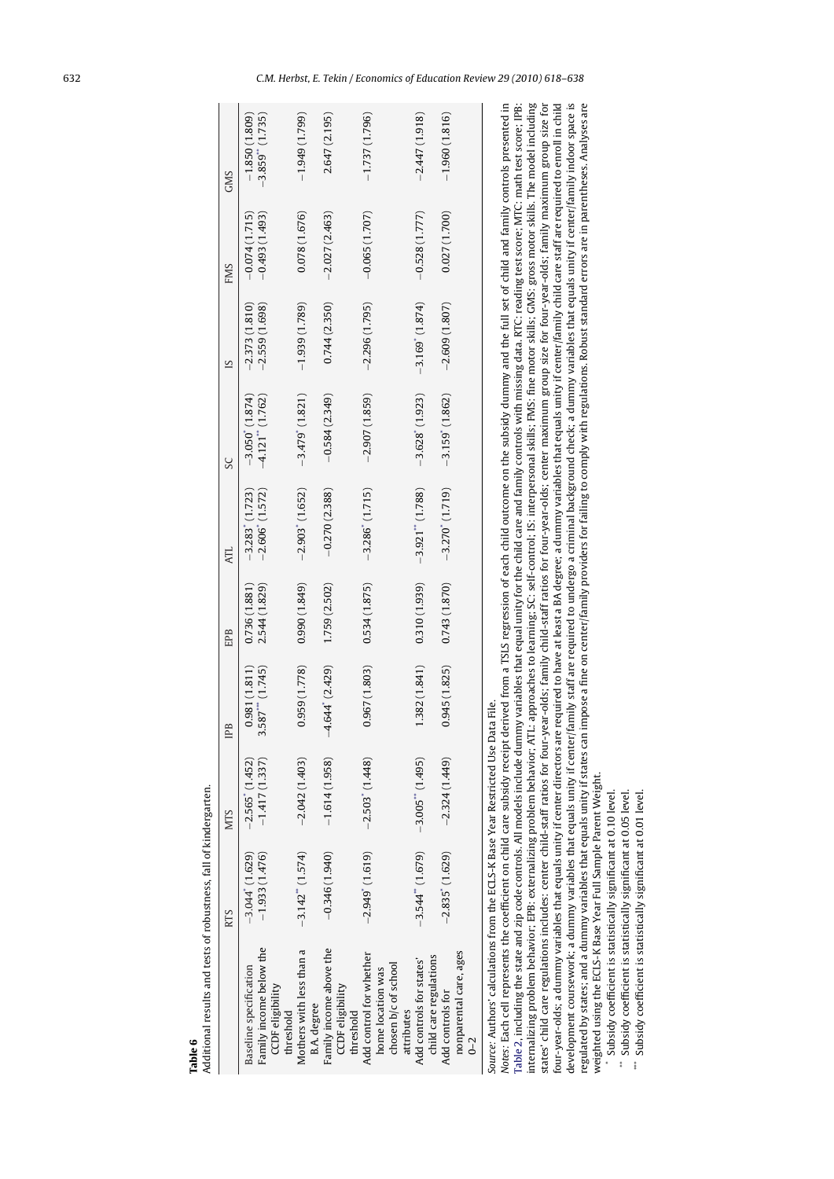**Table 6**

Additional results and tests of robustness, fall of kindergarten.

| | RTS | MTS | IPB | EPB | ATL | SC | IS | FMS | GMS |
|---|---|---|---|---|---|---|---|---|---|
| Baseline specification | −3.044* (1.629) | −2.565* (1.452) | 0.981 (1.811) | 0.736 (1.881) | −3.283* (1.723) | −3.050* (1.874) | −2.373 (1.810) | −0.074 (1.715) | −1.850 (1.809) |
| Family income below the CCDF eligibility threshold | −1.933 (1.476) | −1.417 (1.337) | 3.587*** (1.745) | 2.544 (1.829) | −2.606* (1.572) | −4.121** (1.762) | −2.559 (1.698) | −0.493 (1.493) | −3.859** (1.735) |
| Mothers with less than a B.A. degree | −3.142** (1.574) | −2.042 (1.403) | 0.959 (1.778) | 0.990 (1.849) | −2.903* (1.652) | −3.479* (1.821) | −1.939 (1.789) | 0.078 (1.676) | −1.949 (1.799) |
| Family income above the CCDF eligibility threshold | −0.346 (1.940) | −1.614 (1.958) | −4.644* (2.429) | 1.759 (2.502) | −0.270 (2.388) | −0.584 (2.349) | 0.744 (2.350) | −2.027 (2.463) | 2.647 (2.195) |
| Add control for whether home location was chosen b/c of school attributes | −2.949* (1.619) | −2.503* (1.448) | 0.967 (1.803) | 0.534 (1.875) | −3.286* (1.715) | −2.907 (1.859) | −2.296 (1.795) | −0.065 (1.707) | −1.737 (1.796) |
| Add controls for states' child care regulations | −3.544** (1.679) | −3.005** (1.495) | 1.382 (1.841) | 0.310 (1.939) | −3.921** (1.788) | −3.628* (1.923) | −3.169* (1.874) | −0.528 (1.777) | −2.447 (1.918) |
| Add controls for nonparental care, ages 0–2 | −2.835* (1.629) | −2.324 (1.449) | 0.945 (1.825) | 0.743 (1.870) | −3.270* (1.719) | −3.159* (1.862) | −2.609 (1.807) | 0.027 (1.700) | −1.960 (1.816) |

*Source*: Authors' calculations from the ECLS-K Base Year Restricted Use Data File.

*Notes*: Each cell represents the coefficient on child care subsidy receipt derived from a TSLS regression of each child outcome on the subsidy dummy and the full set of child and family controls presented in Table 2, including the state and zip code controls. All models include dummy variables that equal unity for the child care and family controls with missing data. RTC: reading test score; MTC: math test score; IPB: internalizing problem behavior; EPB: externalizing problem behavior; ATL: approaches to learning; SC: self-control; IS: interpersonal skills; FMS: fine motor skills; GMS: gross motor skills. The model including states' child care regulations includes: center child-staff ratios for four-year-olds; family child-staff ratios for four-year-olds; center maximum group size for four-year-olds; family maximum group size for four-year-olds; a dummy variables that equals unity if center directors are required to have at least a BA degree; a dummy variables that equals unity if center/family child care staff are required to enroll in child development coursework; a dummy variables that equals unity if center/family staff are required to undergo a criminal background check; a dummy variables that equals unity if center/family indoor space is regulated by states; and a dummy variables that equals unity if states can impose a fine on center/family providers for failing to comply with regulations. Robust standard errors are in parentheses. Analyses are weighted using the ECLS-K Base Year Full Sample Parent Weight.

\* Subsidy coefficient is statistically significant at 0.10 level.

\*\* Subsidy coefficient is statistically significant at 0.05 level.

\*\*\* Subsidy coefficient is statistically significant at 0.01 level.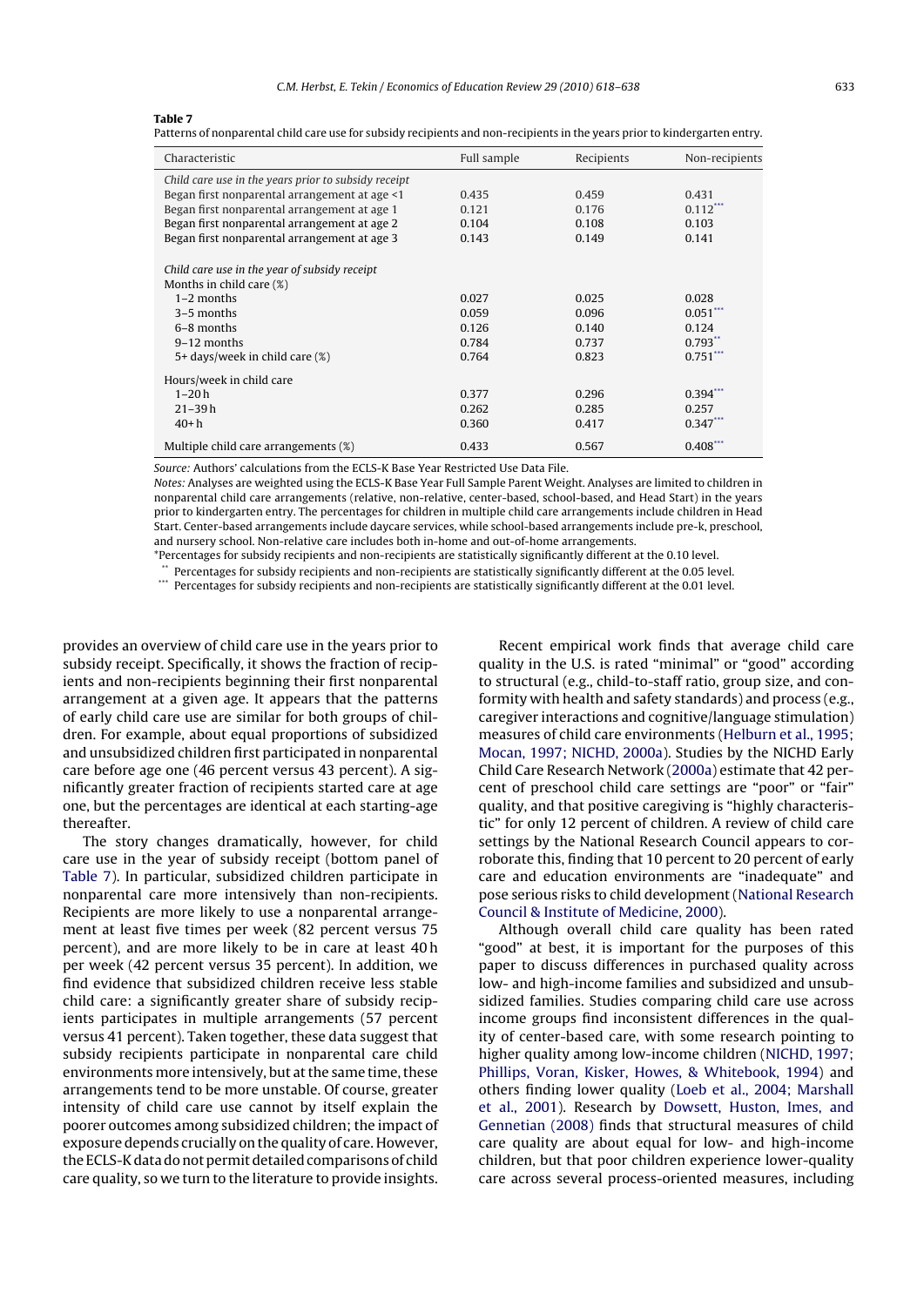**Table 7**
Patterns of nonparental child care use for subsidy recipients and non-recipients in the years prior to kindergarten entry.

| Characteristic | Full sample | Recipients | Non-recipients |
|---|---|---|---|
| *Child care use in the years prior to subsidy receipt* | | | |
| Began first nonparental arrangement at age <1 | 0.435 | 0.459 | 0.431 |
| Began first nonparental arrangement at age 1 | 0.121 | 0.176 | 0.112*** |
| Began first nonparental arrangement at age 2 | 0.104 | 0.108 | 0.103 |
| Began first nonparental arrangement at age 3 | 0.143 | 0.149 | 0.141 |
| *Child care use in the year of subsidy receipt* | | | |
| Months in child care (%) | | | |
| 1–2 months | 0.027 | 0.025 | 0.028 |
| 3–5 months | 0.059 | 0.096 | 0.051*** |
| 6–8 months | 0.126 | 0.140 | 0.124 |
| 9–12 months | 0.784 | 0.737 | 0.793** |
| 5+ days/week in child care (%) | 0.764 | 0.823 | 0.751*** |
| Hours/week in child care | | | |
| 1–20 h | 0.377 | 0.296 | 0.394*** |
| 21–39 h | 0.262 | 0.285 | 0.257 |
| 40+ h | 0.360 | 0.417 | 0.347*** |
| Multiple child care arrangements (%) | 0.433 | 0.567 | 0.408*** |

*Source:* Authors' calculations from the ECLS-K Base Year Restricted Use Data File.

*Notes:* Analyses are weighted using the ECLS-K Base Year Full Sample Parent Weight. Analyses are limited to children in nonparental child care arrangements (relative, non-relative, center-based, school-based, and Head Start) in the years prior to kindergarten entry. The percentages for children in multiple child care arrangements include children in Head Start. Center-based arrangements include daycare services, while school-based arrangements include pre-k, preschool, and nursery school. Non-relative care includes both in-home and out-of-home arrangements.

*Percentages for subsidy recipients and non-recipients are statistically significantly different at the 0.10 level.

** Percentages for subsidy recipients and non-recipients are statistically significantly different at the 0.05 level.

*** Percentages for subsidy recipients and non-recipients are statistically significantly different at the 0.01 level.

provides an overview of child care use in the years prior to subsidy receipt. Specifically, it shows the fraction of recipients and non-recipients beginning their first nonparental arrangement at a given age. It appears that the patterns of early child care use are similar for both groups of children. For example, about equal proportions of subsidized and unsubsidized children first participated in nonparental care before age one (46 percent versus 43 percent). A significantly greater fraction of recipients started care at age one, but the percentages are identical at each starting-age thereafter.

The story changes dramatically, however, for child care use in the year of subsidy receipt (bottom panel of Table 7). In particular, subsidized children participate in nonparental care more intensively than non-recipients. Recipients are more likely to use a nonparental arrangement at least five times per week (82 percent versus 75 percent), and are more likely to be in care at least 40 h per week (42 percent versus 35 percent). In addition, we find evidence that subsidized children receive less stable child care: a significantly greater share of subsidy recipients participates in multiple arrangements (57 percent versus 41 percent). Taken together, these data suggest that subsidy recipients participate in nonparental care child environments more intensively, but at the same time, these arrangements tend to be more unstable. Of course, greater intensity of child care use cannot by itself explain the poorer outcomes among subsidized children; the impact of exposure depends crucially on the quality of care. However, the ECLS-K data do not permit detailed comparisons of child care quality, so we turn to the literature to provide insights.

Recent empirical work finds that average child care quality in the U.S. is rated "minimal" or "good" according to structural (e.g., child-to-staff ratio, group size, and conformity with health and safety standards) and process (e.g., caregiver interactions and cognitive/language stimulation) measures of child care environments (Helburn et al., 1995; Mocan, 1997; NICHD, 2000a). Studies by the NICHD Early Child Care Research Network (2000a) estimate that 42 percent of preschool child care settings are "poor" or "fair" quality, and that positive caregiving is "highly characteristic" for only 12 percent of children. A review of child care settings by the National Research Council appears to corroborate this, finding that 10 percent to 20 percent of early care and education environments are "inadequate" and pose serious risks to child development (National Research Council & Institute of Medicine, 2000).

Although overall child care quality has been rated "good" at best, it is important for the purposes of this paper to discuss differences in purchased quality across low- and high-income families and subsidized and unsubsidized families. Studies comparing child care use across income groups find inconsistent differences in the quality of center-based care, with some research pointing to higher quality among low-income children (NICHD, 1997; Phillips, Voran, Kisker, Howes, & Whitebook, 1994) and others finding lower quality (Loeb et al., 2004; Marshall et al., 2001). Research by Dowsett, Huston, Imes, and Gennetian (2008) finds that structural measures of child care quality are about equal for low- and high-income children, but that poor children experience lower-quality care across several process-oriented measures, including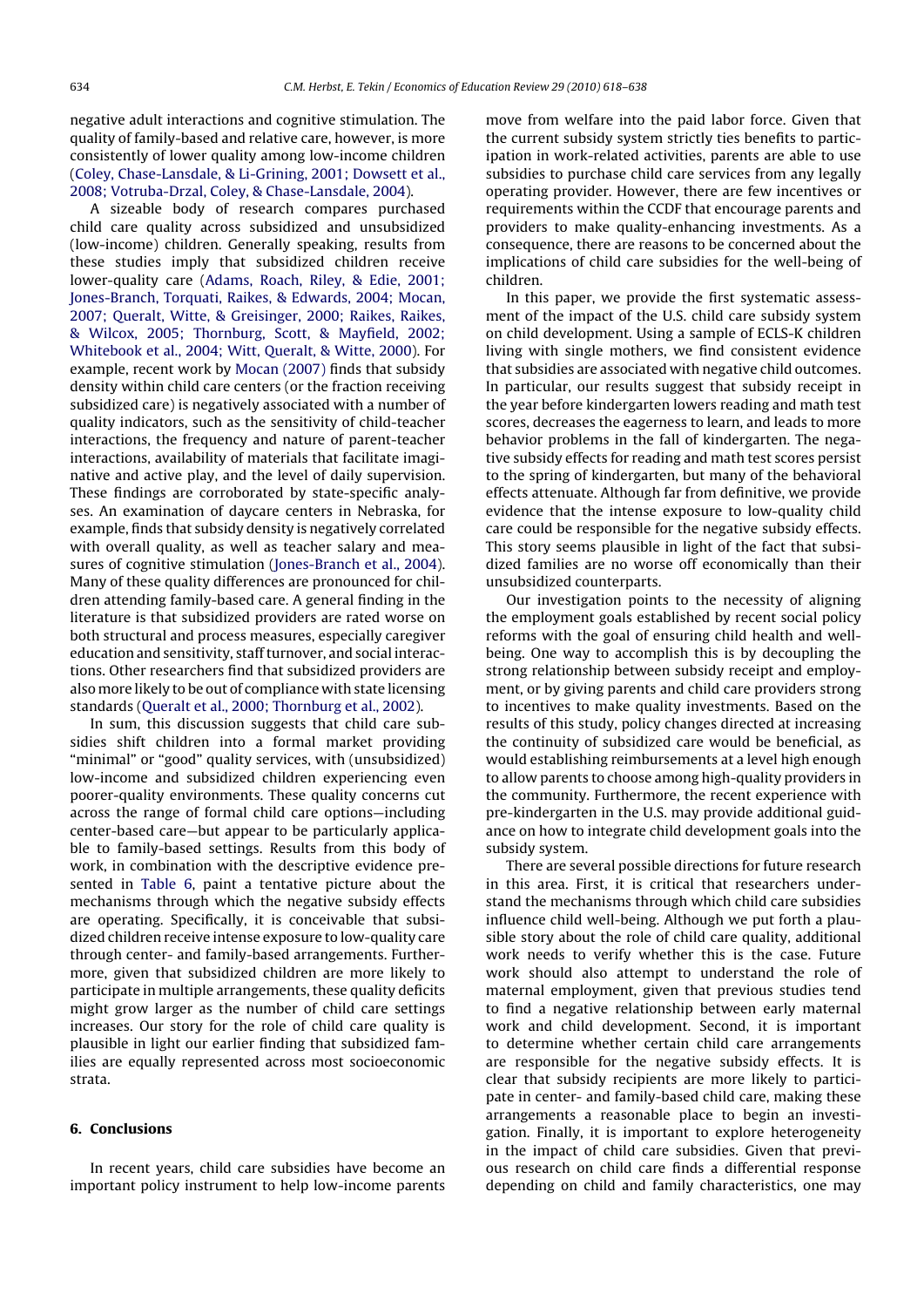negative adult interactions and cognitive stimulation. The quality of family-based and relative care, however, is more consistently of lower quality among low-income children (Coley, Chase-Lansdale, & Li-Grining, 2001; Dowsett et al., 2008; Votruba-Drzal, Coley, & Chase-Lansdale, 2004).

A sizeable body of research compares purchased child care quality across subsidized and unsubsidized (low-income) children. Generally speaking, results from these studies imply that subsidized children receive lower-quality care (Adams, Roach, Riley, & Edie, 2001; Jones-Branch, Torquati, Raikes, & Edwards, 2004; Mocan, 2007; Queralt, Witte, & Greisinger, 2000; Raikes, Raikes, & Wilcox, 2005; Thornburg, Scott, & Mayfield, 2002; Whitebook et al., 2004; Witt, Queralt, & Witte, 2000). For example, recent work by Mocan (2007) finds that subsidy density within child care centers (or the fraction receiving subsidized care) is negatively associated with a number of quality indicators, such as the sensitivity of child-teacher interactions, the frequency and nature of parent-teacher interactions, availability of materials that facilitate imaginative and active play, and the level of daily supervision. These findings are corroborated by state-specific analyses. An examination of daycare centers in Nebraska, for example, finds that subsidy density is negatively correlated with overall quality, as well as teacher salary and measures of cognitive stimulation (Jones-Branch et al., 2004). Many of these quality differences are pronounced for children attending family-based care. A general finding in the literature is that subsidized providers are rated worse on both structural and process measures, especially caregiver education and sensitivity, staff turnover, and social interactions. Other researchers find that subsidized providers are also more likely to be out of compliance with state licensing standards (Queralt et al., 2000; Thornburg et al., 2002).

In sum, this discussion suggests that child care subsidies shift children into a formal market providing "minimal" or "good" quality services, with (unsubsidized) low-income and subsidized children experiencing even poorer-quality environments. These quality concerns cut across the range of formal child care options—including center-based care—but appear to be particularly applicable to family-based settings. Results from this body of work, in combination with the descriptive evidence presented in Table 6, paint a tentative picture about the mechanisms through which the negative subsidy effects are operating. Specifically, it is conceivable that subsidized children receive intense exposure to low-quality care through center- and family-based arrangements. Furthermore, given that subsidized children are more likely to participate in multiple arrangements, these quality deficits might grow larger as the number of child care settings increases. Our story for the role of child care quality is plausible in light our earlier finding that subsidized families are equally represented across most socioeconomic strata.

## 6. Conclusions

In recent years, child care subsidies have become an important policy instrument to help low-income parents move from welfare into the paid labor force. Given that the current subsidy system strictly ties benefits to participation in work-related activities, parents are able to use subsidies to purchase child care services from any legally operating provider. However, there are few incentives or requirements within the CCDF that encourage parents and providers to make quality-enhancing investments. As a consequence, there are reasons to be concerned about the implications of child care subsidies for the well-being of children.

In this paper, we provide the first systematic assessment of the impact of the U.S. child care subsidy system on child development. Using a sample of ECLS-K children living with single mothers, we find consistent evidence that subsidies are associated with negative child outcomes. In particular, our results suggest that subsidy receipt in the year before kindergarten lowers reading and math test scores, decreases the eagerness to learn, and leads to more behavior problems in the fall of kindergarten. The negative subsidy effects for reading and math test scores persist to the spring of kindergarten, but many of the behavioral effects attenuate. Although far from definitive, we provide evidence that the intense exposure to low-quality child care could be responsible for the negative subsidy effects. This story seems plausible in light of the fact that subsidized families are no worse off economically than their unsubsidized counterparts.

Our investigation points to the necessity of aligning the employment goals established by recent social policy reforms with the goal of ensuring child health and well-being. One way to accomplish this is by decoupling the strong relationship between subsidy receipt and employment, or by giving parents and child care providers strong to incentives to make quality investments. Based on the results of this study, policy changes directed at increasing the continuity of subsidized care would be beneficial, as would establishing reimbursements at a level high enough to allow parents to choose among high-quality providers in the community. Furthermore, the recent experience with pre-kindergarten in the U.S. may provide additional guidance on how to integrate child development goals into the subsidy system.

There are several possible directions for future research in this area. First, it is critical that researchers understand the mechanisms through which child care subsidies influence child well-being. Although we put forth a plausible story about the role of child care quality, additional work needs to verify whether this is the case. Future work should also attempt to understand the role of maternal employment, given that previous studies tend to find a negative relationship between early maternal work and child development. Second, it is important to determine whether certain child care arrangements are responsible for the negative subsidy effects. It is clear that subsidy recipients are more likely to participate in center- and family-based child care, making these arrangements a reasonable place to begin an investigation. Finally, it is important to explore heterogeneity in the impact of child care subsidies. Given that previous research on child care finds a differential response depending on child and family characteristics, one may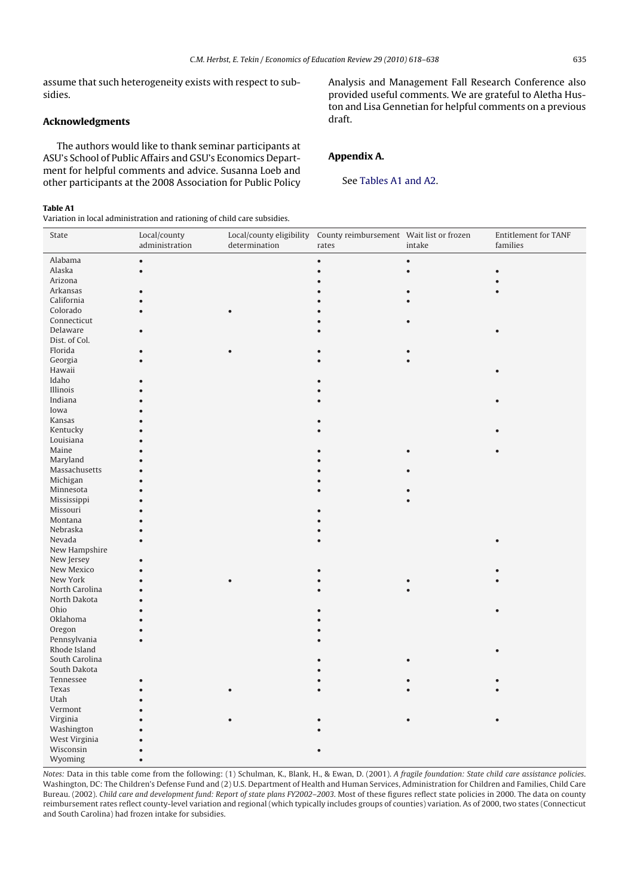assume that such heterogeneity exists with respect to subsidies.

## Acknowledgments

The authors would like to thank seminar participants at ASU's School of Public Affairs and GSU's Economics Department for helpful comments and advice. Susanna Loeb and other participants at the 2008 Association for Public Policy Analysis and Management Fall Research Conference also provided useful comments. We are grateful to Aletha Huston and Lisa Gennetian for helpful comments on a previous draft.

## Appendix A.

See Tables A1 and A2.

**Table A1**
Variation in local administration and rationing of child care subsidies.

| State | Local/county administration | Local/county eligibility determination | County reimbursement rates | Wait list or frozen intake | Entitlement for TANF families |
|---|---|---|---|---|---|
| Alabama | • | | • | • | |
| Alaska | • | | • | • | • |
| Arizona | | | • | | • |
| Arkansas | • | | • | • | • |
| California | • | | • | • | |
| Colorado | • | • | • | | |
| Connecticut | | | • | • | |
| Delaware | • | | • | | • |
| Dist. of Col. | | | | | |
| Florida | • | • | • | • | |
| Georgia | • | | • | • | |
| Hawaii | | | | | • |
| Idaho | • | | • | | |
| Illinois | • | | • | | |
| Indiana | • | | • | | • |
| Iowa | • | | | | |
| Kansas | • | | • | | |
| Kentucky | • | | • | | • |
| Louisiana | • | | | | |
| Maine | • | | • | • | • |
| Maryland | • | | • | | |
| Massachusetts | • | | • | • | |
| Michigan | • | | • | | |
| Minnesota | • | | • | • | |
| Mississippi | • | | | • | |
| Missouri | • | | • | | |
| Montana | • | | • | | |
| Nebraska | • | | • | | |
| Nevada | • | | • | | • |
| New Hampshire | | | | | |
| New Jersey | • | | | | |
| New Mexico | • | | • | | • |
| New York | • | • | • | • | • |
| North Carolina | • | | • | • | |
| North Dakota | • | | | | |
| Ohio | • | | • | | • |
| Oklahoma | • | | • | | |
| Oregon | • | | • | | |
| Pennsylvania | • | | • | | |
| Rhode Island | | | | | • |
| South Carolina | | | • | • | |
| South Dakota | | | • | | |
| Tennessee | • | | • | • | • |
| Texas | • | • | • | • | • |
| Utah | • | | | | |
| Vermont | • | | | | |
| Virginia | • | • | • | • | • |
| Washington | • | | • | | |
| West Virginia | • | | | | |
| Wisconsin | • | | • | | |
| Wyoming | • | | | | |

*Notes:* Data in this table come from the following: (1) Schulman, K., Blank, H., & Ewan, D. (2001). *A fragile foundation: State child care assistance policies*. Washington, DC: The Children's Defense Fund and (2) U.S. Department of Health and Human Services, Administration for Children and Families, Child Care Bureau. (2002). *Child care and development fund: Report of state plans FY2002–2003*. Most of these figures reflect state policies in 2000. The data on county reimbursement rates reflect county-level variation and regional (which typically includes groups of counties) variation. As of 2000, two states (Connecticut and South Carolina) had frozen intake for subsidies.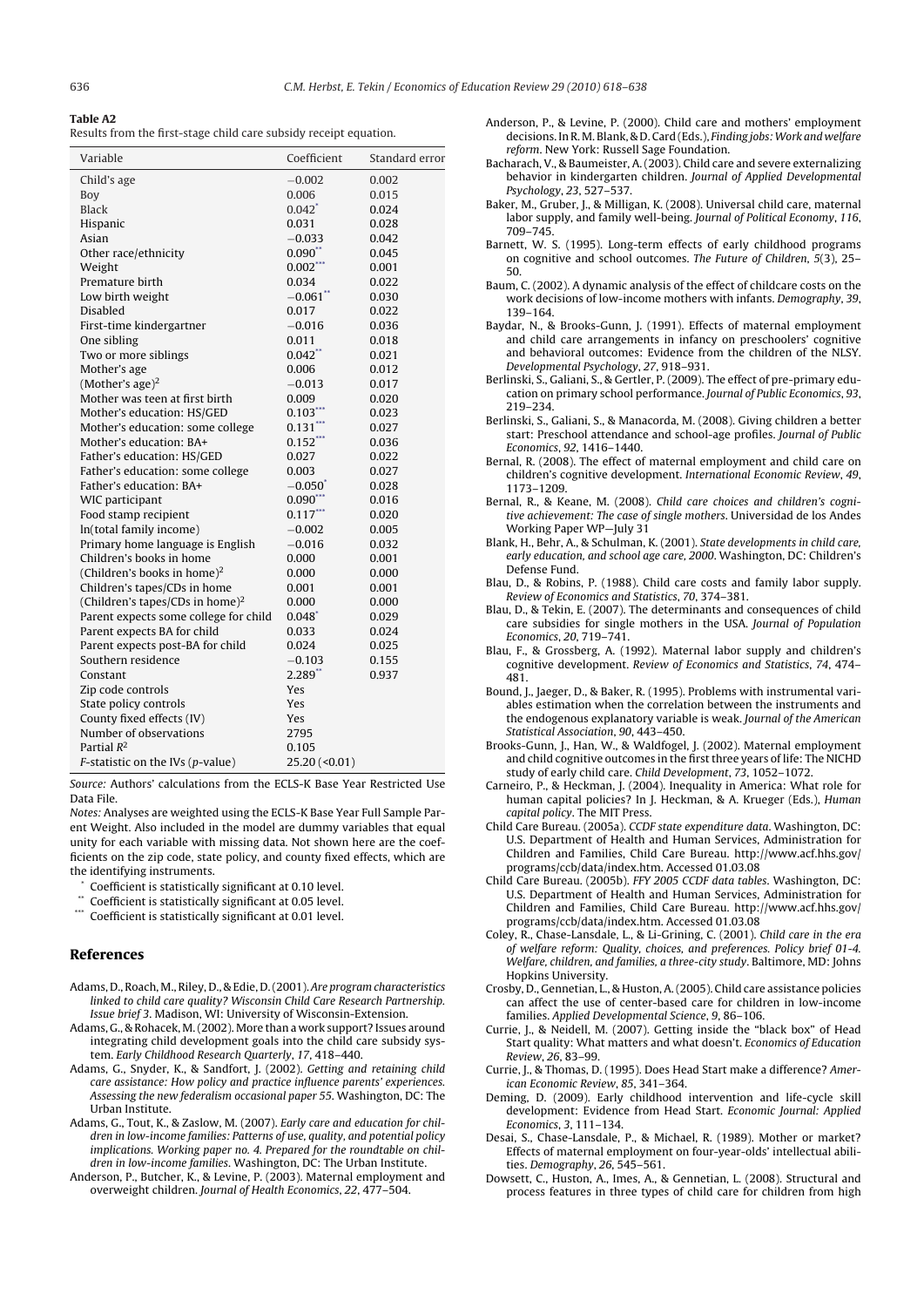**Table A2**
Results from the first-stage child care subsidy receipt equation.

| Variable | Coefficient | Standard error |
|---|---|---|
| Child's age | −0.002 | 0.002 |
| Boy | 0.006 | 0.015 |
| Black | 0.042* | 0.024 |
| Hispanic | 0.031 | 0.028 |
| Asian | −0.033 | 0.042 |
| Other race/ethnicity | 0.090** | 0.045 |
| Weight | 0.002*** | 0.001 |
| Premature birth | 0.034 | 0.022 |
| Low birth weight | −0.061** | 0.030 |
| Disabled | 0.017 | 0.022 |
| First-time kindergartner | −0.016 | 0.036 |
| One sibling | 0.011 | 0.018 |
| Two or more siblings | 0.042** | 0.021 |
| Mother's age | 0.006 | 0.012 |
| (Mother's age)$^2$ | −0.013 | 0.017 |
| Mother was teen at first birth | 0.009 | 0.020 |
| Mother's education: HS/GED | 0.103*** | 0.023 |
| Mother's education: some college | 0.131*** | 0.027 |
| Mother's education: BA+ | 0.152*** | 0.036 |
| Father's education: HS/GED | 0.027 | 0.022 |
| Father's education: some college | 0.003 | 0.027 |
| Father's education: BA+ | −0.050* | 0.028 |
| WIC participant | 0.090*** | 0.016 |
| Food stamp recipient | 0.117*** | 0.020 |
| ln(total family income) | −0.002 | 0.005 |
| Primary home language is English | −0.016 | 0.032 |
| Children's books in home | 0.000 | 0.001 |
| (Children's books in home)$^2$ | 0.000 | 0.000 |
| Children's tapes/CDs in home | 0.001 | 0.001 |
| (Children's tapes/CDs in home)$^2$ | 0.000 | 0.000 |
| Parent expects some college for child | 0.048* | 0.029 |
| Parent expects BA for child | 0.033 | 0.024 |
| Parent expects post-BA for child | 0.024 | 0.025 |
| Southern residence | −0.103 | 0.155 |
| Constant | 2.289** | 0.937 |
| Zip code controls | Yes | |
| State policy controls | Yes | |
| County fixed effects (IV) | Yes | |
| Number of observations | 2795 | |
| Partial $R^2$ | 0.105 | |
| *F*-statistic on the IVs (*p*-value) | 25.20 (<0.01) | |

*Source:* Authors' calculations from the ECLS-K Base Year Restricted Use Data File.

*Notes:* Analyses are weighted using the ECLS-K Base Year Full Sample Parent Weight. Also included in the model are dummy variables that equal unity for each variable with missing data. Not shown here are the coefficients on the zip code, state policy, and county fixed effects, which are the identifying instruments.

\* Coefficient is statistically significant at 0.10 level.

\*\* Coefficient is statistically significant at 0.05 level.

\*\*\* Coefficient is statistically significant at 0.01 level.

## References

Adams, D., Roach, M., Riley, D., & Edie, D. (2001). *Are program characteristics linked to child care quality? Wisconsin Child Care Research Partnership. Issue brief 3*. Madison, WI: University of Wisconsin-Extension.

Adams, G., & Rohacek, M. (2002). More than a work support? Issues around integrating child development goals into the child care subsidy system. *Early Childhood Research Quarterly*, *17*, 418–440.

Adams, G., Snyder, K., & Sandfort, J. (2002). *Getting and retaining child care assistance: How policy and practice influence parents' experiences. Assessing the new federalism occasional paper 55*. Washington, DC: The Urban Institute.

Adams, G., Tout, K., & Zaslow, M. (2007). *Early care and education for children in low-income families: Patterns of use, quality, and potential policy implications. Working paper no. 4. Prepared for the roundtable on children in low-income families*. Washington, DC: The Urban Institute.

Anderson, P., Butcher, K., & Levine, P. (2003). Maternal employment and overweight children. *Journal of Health Economics*, *22*, 477–504.

Anderson, P., & Levine, P. (2000). Child care and mothers' employment decisions. In R. M. Blank, & D. Card (Eds.), *Finding jobs: Work and welfare reform*. New York: Russell Sage Foundation.

Bacharach, V., & Baumeister, A. (2003). Child care and severe externalizing behavior in kindergarten children. *Journal of Applied Developmental Psychology*, *23*, 527–537.

Baker, M., Gruber, J., & Milligan, K. (2008). Universal child care, maternal labor supply, and family well-being. *Journal of Political Economy*, *116*, 709–745.

Barnett, W. S. (1995). Long-term effects of early childhood programs on cognitive and school outcomes. *The Future of Children*, *5*(3), 25–50.

Baum, C. (2002). A dynamic analysis of the effect of childcare costs on the work decisions of low-income mothers with infants. *Demography*, *39*, 139–164.

Baydar, N., & Brooks-Gunn, J. (1991). Effects of maternal employment and child care arrangements in infancy on preschoolers' cognitive and behavioral outcomes: Evidence from the children of the NLSY. *Developmental Psychology*, *27*, 918–931.

Berlinski, S., Galiani, S., & Gertler, P. (2009). The effect of pre-primary education on primary school performance. *Journal of Public Economics*, *93*, 219–234.

Berlinski, S., Galiani, S., & Manacorda, M. (2008). Giving children a better start: Preschool attendance and school-age profiles. *Journal of Public Economics*, *92*, 1416–1440.

Bernal, R. (2008). The effect of maternal employment and child care on children's cognitive development. *International Economic Review*, *49*, 1173–1209.

Bernal, R., & Keane, M. (2008). *Child care choices and children's cognitive achievement: The case of single mothers*. Universidad de los Andes Working Paper WP—July 31

Blank, H., Behr, A., & Schulman, K. (2001). *State developments in child care, early education, and school age care, 2000*. Washington, DC: Children's Defense Fund.

Blau, D., & Robins, P. (1988). Child care costs and family labor supply. *Review of Economics and Statistics*, *70*, 374–381.

Blau, D., & Tekin, E. (2007). The determinants and consequences of child care subsidies for single mothers in the USA. *Journal of Population Economics*, *20*, 719–741.

Blau, F., & Grossberg, A. (1992). Maternal labor supply and children's cognitive development. *Review of Economics and Statistics*, *74*, 474–481.

Bound, J., Jaeger, D., & Baker, R. (1995). Problems with instrumental variables estimation when the correlation between the instruments and the endogenous explanatory variable is weak. *Journal of the American Statistical Association*, *90*, 443–450.

Brooks-Gunn, J., Han, W., & Waldfogel, J. (2002). Maternal employment and child cognitive outcomes in the first three years of life: The NICHD study of early child care. *Child Development*, *73*, 1052–1072.

Carneiro, P., & Heckman, J. (2004). Inequality in America: What role for human capital policies? In J. Heckman, & A. Krueger (Eds.), *Human capital policy*. The MIT Press.

Child Care Bureau. (2005a). *CCDF state expenditure data*. Washington, DC: U.S. Department of Health and Human Services, Administration for Children and Families, Child Care Bureau. http://www.acf.hhs.gov/programs/ccb/data/index.htm. Accessed 01.03.08

Child Care Bureau. (2005b). *FFY 2005 CCDF data tables*. Washington, DC: U.S. Department of Health and Human Services, Administration for Children and Families, Child Care Bureau. http://www.acf.hhs.gov/programs/ccb/data/index.htm. Accessed 01.03.08

Coley, R., Chase-Lansdale, L., & Li-Grining, C. (2001). *Child care in the era of welfare reform: Quality, choices, and preferences. Policy brief 01-4. Welfare, children, and families, a three-city study*. Baltimore, MD: Johns Hopkins University.

Crosby, D., Gennetian, L., & Huston, A. (2005). Child care assistance policies can affect the use of center-based care for children in low-income families. *Applied Developmental Science*, *9*, 86–106.

Currie, J., & Neidell, M. (2007). Getting inside the "black box" of Head Start quality: What matters and what doesn't. *Economics of Education Review*, *26*, 83–99.

Currie, J., & Thomas, D. (1995). Does Head Start make a difference? *American Economic Review*, *85*, 341–364.

Deming, D. (2009). Early childhood intervention and life-cycle skill development: Evidence from Head Start. *Economic Journal: Applied Economics*, *3*, 111–134.

Desai, S., Chase-Lansdale, P., & Michael, R. (1989). Mother or market? Effects of maternal employment on four-year-olds' intellectual abilities. *Demography*, *26*, 545–561.

Dowsett, C., Huston, A., Imes, A., & Gennetian, L. (2008). Structural and process features in three types of child care for children from high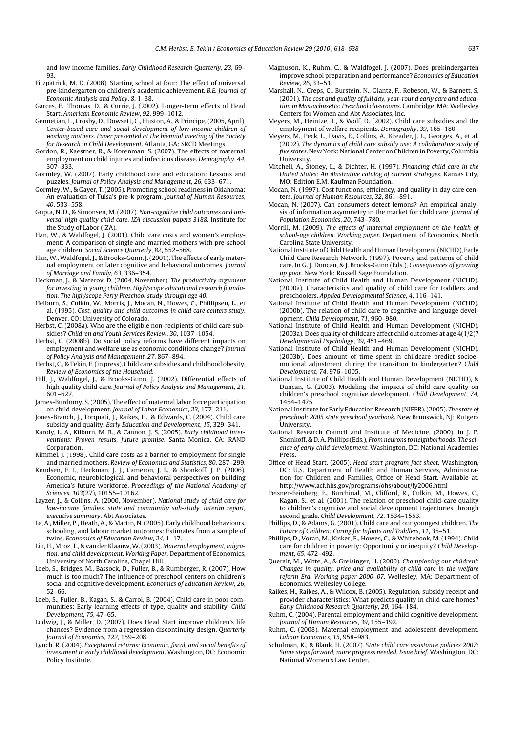and low income families. *Early Childhood Research Quarterly*, *23*, 69–93.

Fitzpatrick, M. D. (2008). Starting school at four: The effect of universal pre-kindergarten on children's academic achievement. *B.E. Journal of Economic Analysis and Policy*, *8*, 1–38.

Garces, E., Thomas, D., & Currie, J. (2002). Longer-term effects of Head Start. *American Economic Review*, *92*, 999–1012.

Gennetian, L., Crosby, D., Dowsett, C., Huston, A., & Principe. (2005, April). *Center-based care and social development of low-income children of working mothers. Paper presented at the biennial meeting of the Society for Research in Child Development*. Atlanta, GA: SRCD Meetings.

Gordon, R., Kaestner, R., & Korenman, S. (2007). The effects of maternal employment on child injuries and infectious disease. *Demography*, *44*, 307–333.

Gormley, W. (2007). Early childhood care and education: Lessons and puzzles. *Journal of Policy Analysis and Management*, *26*, 633–671.

Gormley, W., & Gayer, T. (2005). Promoting school readiness in Oklahoma: An evaluation of Tulsa's pre-k program. *Journal of Human Resources*, *40*, 533–558.

Gupta, N. D., & Simonsen, M. (2007). *Non-cognitive child outcomes and universal high quality child care. IZA discussion papers 3188*. Institute for the Study of Labor (IZA).

Han, W., & Waldfogel, J. (2001). Child care costs and women's employment: A comparison of single and married mothers with pre-school age children. *Social Science Quarterly*, *82*, 552–568.

Han, W., Waldfogel, J., & Brooks-Gunn, J. (2001). The effects of early maternal employment on later cognitive and behavioral outcomes. *Journal of Marriage and Family*, *63*, 336–354.

Heckman, J., & Materov, D. (2004, November). *The productivity argument for investing in young children. High/scope educational research foundation. The high/scope Perry Preschool study through age 40*.

Helburn, S., Culkin, W., Morris, J., Mocan, N., Howes, C., Phillipsen, L., et al. (1995). *Cost, quality and child outcomes in child care centers study*. Denver, CO: University of Colorado.

Herbst, C. (2008a). Who are the eligible non-recipients of child care subsidies? *Children and Youth Services Review*, *30*, 1037–1054.

Herbst, C. (2008b). Do social policy reforms have different impacts on employment and welfare use as economic conditions change? *Journal of Policy Analysis and Management*, *27*, 867–894.

Herbst, C., & Tekin, E. (in press). Child care subsidies and childhood obesity. *Review of Economics of the Household*.

Hill, J., Waldfogel, J., & Brooks-Gunn, J. (2002). Differential effects of high quality child care. *Journal of Policy Analysis and Management*, *21*, 601–627.

James-Burdumy, S. (2005). The effect of maternal labor force participation on child development. *Journal of Labor Economics*, *23*, 177–211.

Jones-Branch, J., Torquati, J., Raikes, H., & Edwards, C. (2004). Child care subsidy and quality. *Early Education and Development*, *15*, 329–341.

Karoly, L. A., Kilburn, M. R., & Cannon, J. S. (2005). *Early childhood interventions: Proven results, future promise*. Santa Monica, CA: RAND Corporation.

Kimmel, J. (1998). Child care costs as a barrier to employment for single and married mothers. *Review of Economics and Statistics*, *80*, 287–299.

Knudsen, E. I., Heckman, J. J., Cameron, J. L., & Shonkoff, J. P. (2006). Economic, neurobiological, and behavioral perspectives on building America's future workforce. *Proceedings of the National Academy of Sciences*, *103*(27), 10155–10162.

Layzer, J., & Collins, A. (2000, November). *National study of child care for low-income families, state and community sub-study, interim report, executive summary*. Abt Associates.

Le, A., Miller, P., Heath, A., & Martin, N. (2005). Early childhood behaviours, schooling, and labour market outcomes: Estimates from a sample of twins. *Economics of Education Review*, *24*, 1–17.

Liu, H., Mroz, T., & van der Klaauw, W. (2003). *Maternal employment, migration, and child development. Working Paper*. Department of Economics, University of North Carolina, Chapel Hill.

Loeb, S., Bridges, M., Bassock, D., Fuller, B., & Rumberger, R. (2007). How much is too much? The influence of preschool centers on children's social and cognitive development. *Economics of Education Review*, *26*, 52–66.

Loeb, S., Fuller, B., Kagan, S., & Carrol, B. (2004). Child care in poor communities: Early learning effects of type, quality and stability. *Child Development*, *75*, 47–65.

Ludwig, J., & Miller, D. (2007). Does Head Start improve children's life chances? Evidence from a regression discontinuity design. *Quarterly Journal of Economics*, *122*, 159–208.

Lynch, R. (2004). *Exceptional returns: Economic, fiscal, and social benefits of investment in early childhood development*. Washington, DC: Economic Policy Institute.

Magnuson, K., Ruhm, C., & Waldfogel, J. (2007). Does prekindergarten improve school preparation and performance? *Economics of Education Review*, *26*, 33–51.

Marshall, N., Creps, C., Burstein, N., Glantz, F., Robeson, W., & Barnett, S. (2001). *The cost and quality of full day, year-round early care and education in Massachusetts: Preschool classrooms*. Cambridge, MA: Wellesley Centers for Women and Abt Associates, Inc.

Meyers, M., Heintze, T., & Wolf, D. (2002). Child care subsidies and the employment of welfare recipients. *Demography*, *39*, 165–180.

Meyers, M., Peck, L., Davis, E., Collins, A., Kreader, J. L., Georges, A., et al. (2002). *The dynamics of child care subsidy use: A collaborative study of five states*. New York: National Center on Children in Poverty, Columbia University.

Mitchell, A., Stoney, L., & Dichter, H. (1997). *Financing child care in the United States: An illustrative catalog of current strategies*. Kansas City, MO: Edition E.M. Kaufman Foundation.

Mocan, N. (1997). Cost functions, efficiency, and quality in day care centers. *Journal of Human Resources*, *32*, 861–891.

Mocan, N. (2007). Can consumers detect lemons? An empirical analysis of information asymmetry in the market for child care. *Journal of Population Economics*, *20*, 743–780.

Morrill, M. (2009). *The effects of maternal employment on the health of school-age children. Working paper*. Department of Economics, North Carolina State University.

National Institute of Child Health and Human Development (NICHD), Early Child Care Research Network. (1997). Poverty and patterns of child care. In G. J. Duncan, & J. Brooks-Gunn (Eds.), *Consequences of growing up poor*. New York: Russell Sage Foundation.

National Institute of Child Health and Human Development (NICHD). (2000a). Characteristics and quality of child care for toddlers and preschoolers. *Applied Developmental Science*, *4*, 116–141.

National Institute of Child Health and Human Development (NICHD). (2000b). The relation of child care to cognitive and language development. *Child Development*, *71*, 960–980.

National Institute of Child Health and Human Development (NICHD). (2003a). Does quality of childcare affect child outcomes at age 4(1/2)? *Developmental Psychology*, *39*, 451–469.

National Institute of Child Health and Human Development (NICHD). (2003b). Does amount of time spent in childcare predict socioemotional adjustment during the transition to kindergarten? *Child Development*, *74*, 976–1005.

National Institute of Child Health and Human Development (NICHD), & Duncan, G. (2003). Modeling the impacts of child care quality on children's preschool cognitive development. *Child Development*, *74*, 1454–1475.

National Institute for Early Education Research (NIEER). (2005). *The state of preschool: 2005 state preschool yearbook*. New Brunswick, NJ: Rutgers University.

National Research Council and Institute of Medicine. (2000). In J. P. Shonkoff, & D. A. Phillips (Eds.), *From neurons to neighborhoods: The science of early child development*. Washington, DC: National Academies Press.

Office of Head Start. (2005). *Head start program fact sheet*. Washington, DC: U.S. Department of Health and Human Services, Administration for Children and Families, Office of Head Start. Available at. http://www.acf.hhs.gov/programs/ohs/about/fy2006.html

Peisner-Feinberg, E., Burchinal, M., Clifford, R., Culkin, M., Howes, C., Kagan, S., et al. (2001). The relation of preschool child-care quality to children's cognitive and social development trajectories through second grade. *Child Development*, *72*, 1534–1553.

Phillips, D., & Adams, G. (2001). Child care and our youngest children. *The Future of Children: Caring for Infants and Toddlers*, *11*, 35–51.

Phillips, D., Voran, M., Kisker, E., Howes, C., & Whitebook, M. (1994). Child care for children in poverty: Opportunity or inequity? *Child Development*, *65*, 472–492.

Queralt, M., Witte, A., & Greisinger, H. (2000). *Championing our children': Changes in quality, price and availability of child care in the welfare reform Era. Working paper 2000–07*. Wellesley, MA: Department of Economics, Wellesley College.

Raikes, H., Raikes, A., & Wilcox, B. (2005). Regulation, subsidy receipt and provider characteristics: What predicts quality in child care homes? *Early Childhood Research Quarterly*, *20*, 164–184.

Ruhm, C. (2004). Parental employment and child cognitive development. *Journal of Human Resources*, *39*, 155–192.

Ruhm, C. (2008). Maternal employment and adolescent development. *Labour Economics*, *15*, 958–983.

Schulman, K., & Blank, H. (2007). *State child care assistance policies 2007: Some steps forward, more progress needed. Issue brief*. Washington, DC: National Women's Law Center.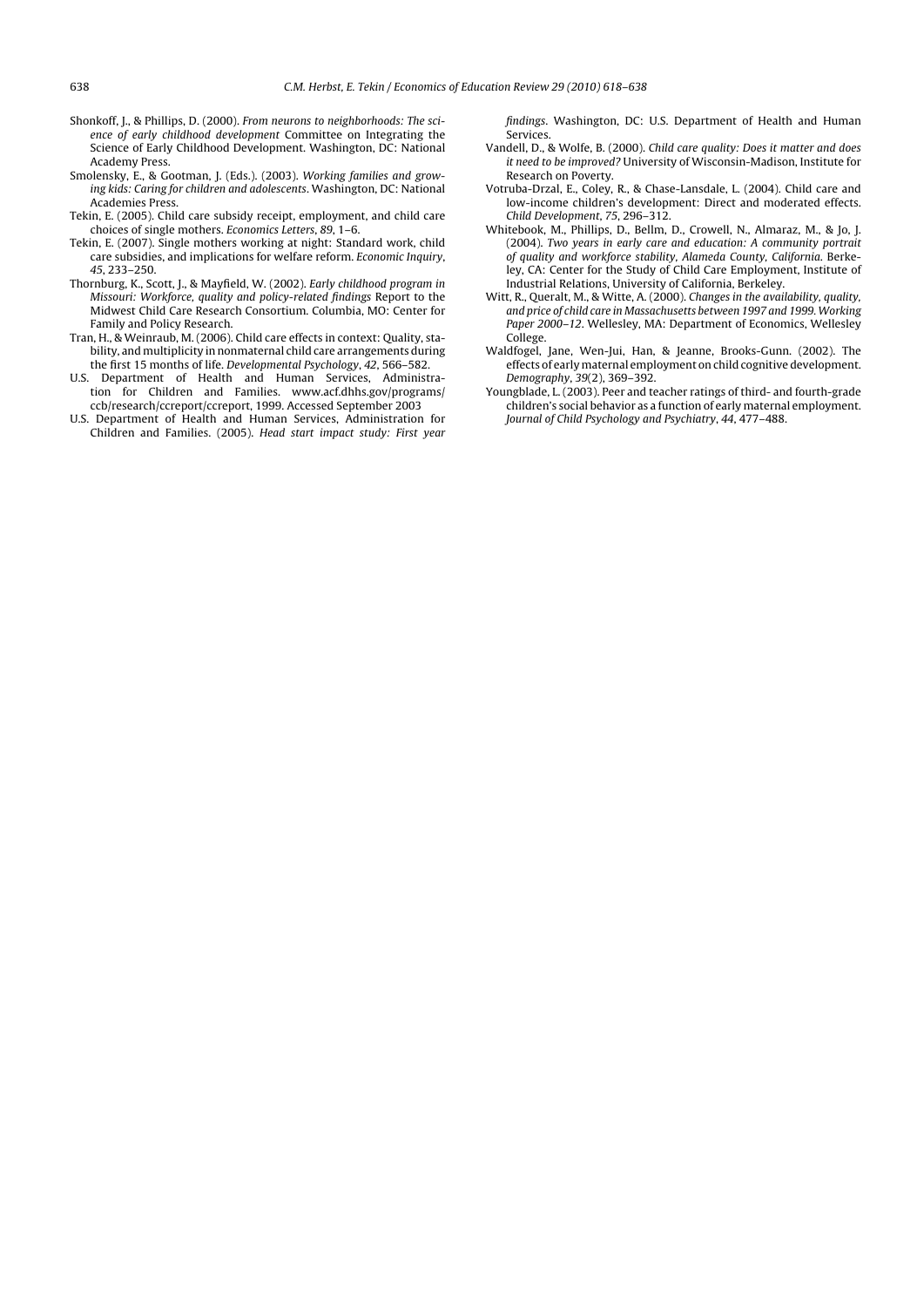Shonkoff, J., & Phillips, D. (2000). *From neurons to neighborhoods: The science of early childhood development* Committee on Integrating the Science of Early Childhood Development. Washington, DC: National Academy Press.

Smolensky, E., & Gootman, J. (Eds.). (2003). *Working families and growing kids: Caring for children and adolescents*. Washington, DC: National Academies Press.

Tekin, E. (2005). Child care subsidy receipt, employment, and child care choices of single mothers. *Economics Letters*, *89*, 1–6.

Tekin, E. (2007). Single mothers working at night: Standard work, child care subsidies, and implications for welfare reform. *Economic Inquiry*, *45*, 233–250.

Thornburg, K., Scott, J., & Mayfield, W. (2002). *Early childhood program in Missouri: Workforce, quality and policy-related findings* Report to the Midwest Child Care Research Consortium. Columbia, MO: Center for Family and Policy Research.

Tran, H., & Weinraub, M. (2006). Child care effects in context: Quality, stability, and multiplicity in nonmaternal child care arrangements during the first 15 months of life. *Developmental Psychology*, *42*, 566–582.

U.S. Department of Health and Human Services, Administration for Children and Families. www.acf.dhhs.gov/programs/ccb/research/ccreport/ccreport, 1999. Accessed September 2003

U.S. Department of Health and Human Services, Administration for Children and Families. (2005). *Head start impact study: First year findings*. Washington, DC: U.S. Department of Health and Human Services.

Vandell, D., & Wolfe, B. (2000). *Child care quality: Does it matter and does it need to be improved?* University of Wisconsin-Madison, Institute for Research on Poverty.

Votruba-Drzal, E., Coley, R., & Chase-Lansdale, L. (2004). Child care and low-income children's development: Direct and moderated effects. *Child Development*, *75*, 296–312.

Whitebook, M., Phillips, D., Bellm, D., Crowell, N., Almaraz, M., & Jo, J. (2004). *Two years in early care and education: A community portrait of quality and workforce stability, Alameda County, California*. Berkeley, CA: Center for the Study of Child Care Employment, Institute of Industrial Relations, University of California, Berkeley.

Witt, R., Queralt, M., & Witte, A. (2000). *Changes in the availability, quality, and price of child care in Massachusetts between 1997 and 1999. Working Paper 2000–12*. Wellesley, MA: Department of Economics, Wellesley College.

Waldfogel, Jane, Wen-Jui, Han, & Jeanne, Brooks-Gunn. (2002). The effects of early maternal employment on child cognitive development. *Demography*, *39*(2), 369–392.

Youngblade, L. (2003). Peer and teacher ratings of third- and fourth-grade children's social behavior as a function of early maternal employment. *Journal of Child Psychology and Psychiatry*, *44*, 477–488.